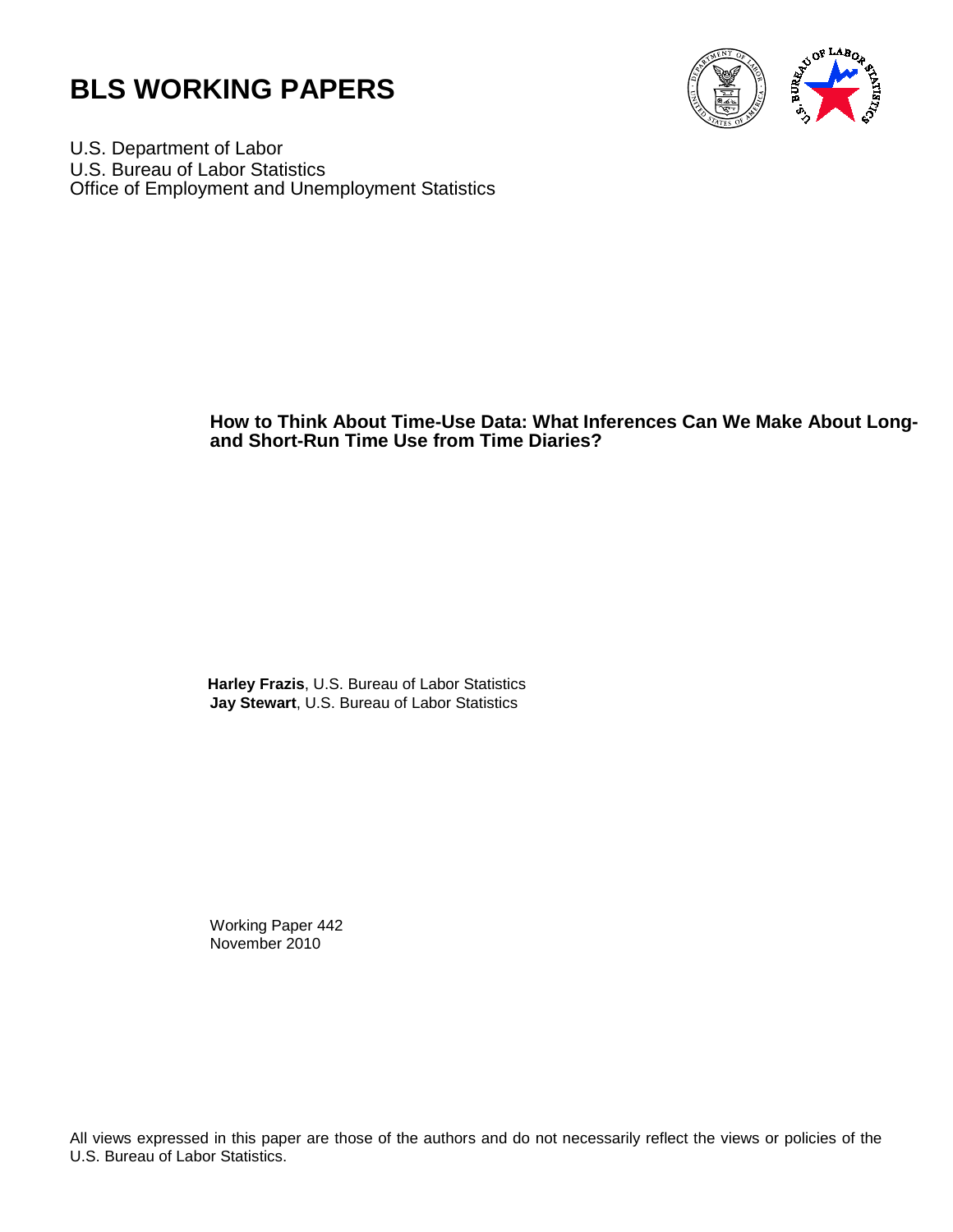# BLS WORKING PAPERS

U.S. Department of Labor
U.S. Bureau of Labor Statistics
Office of Employment and Unemployment Statistics

## How to Think About Time-Use Data: What Inferences Can We Make About Long- and Short-Run Time Use from Time Diaries?

**Harley Frazis**, U.S. Bureau of Labor Statistics
**Jay Stewart**, U.S. Bureau of Labor Statistics

Working Paper 442
November 2010

All views expressed in this paper are those of the authors and do not necessarily reflect the views or policies of the U.S. Bureau of Labor Statistics.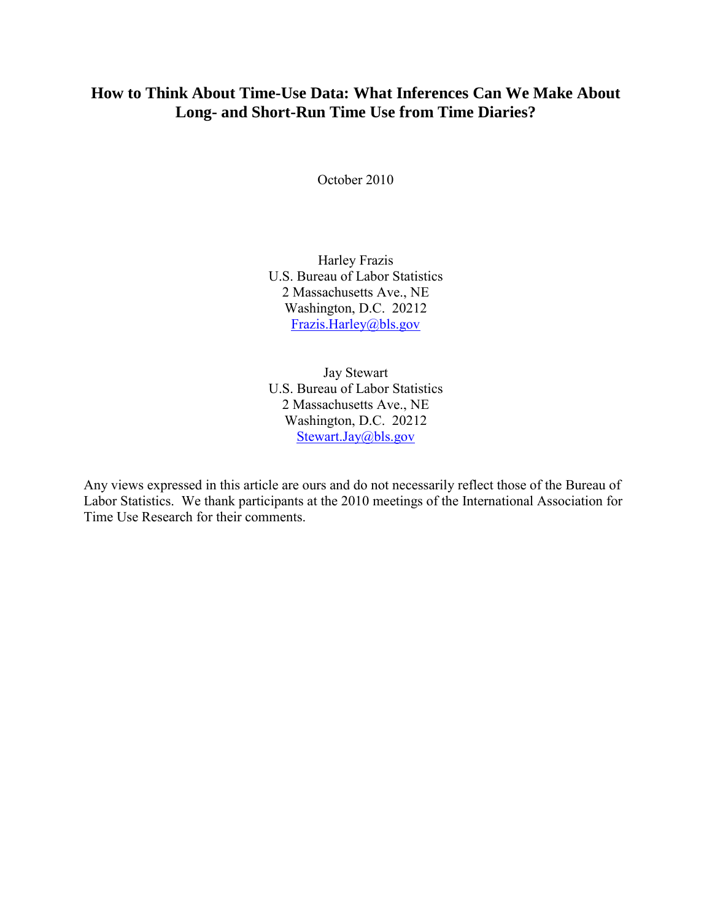# How to Think About Time-Use Data: What Inferences Can We Make About Long- and Short-Run Time Use from Time Diaries?

October 2010

Harley Frazis
U.S. Bureau of Labor Statistics
2 Massachusetts Ave., NE
Washington, D.C. 20212
Frazis.Harley@bls.gov

Jay Stewart
U.S. Bureau of Labor Statistics
2 Massachusetts Ave., NE
Washington, D.C. 20212
Stewart.Jay@bls.gov

Any views expressed in this article are ours and do not necessarily reflect those of the Bureau of Labor Statistics. We thank participants at the 2010 meetings of the International Association for Time Use Research for their comments.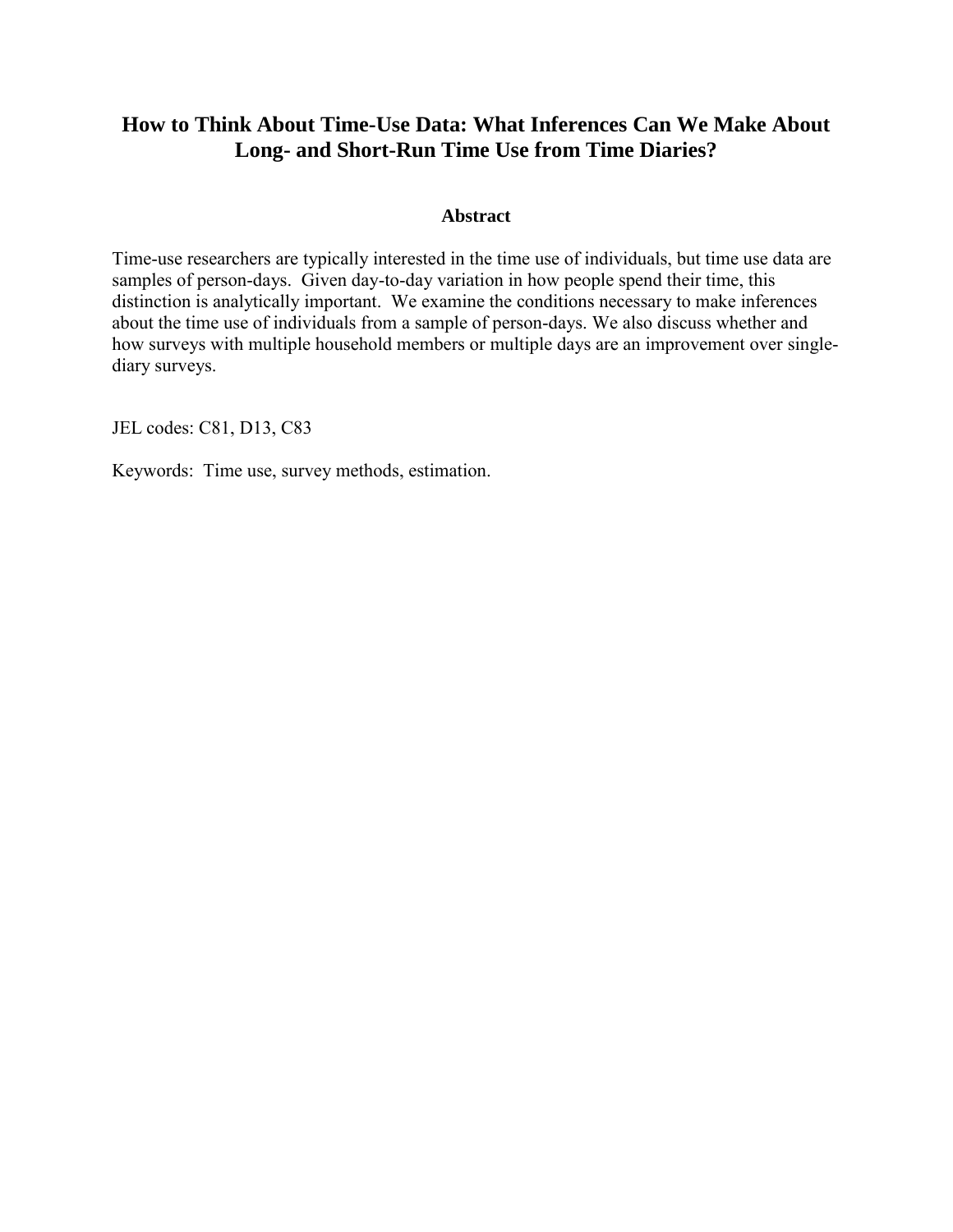# How to Think About Time-Use Data: What Inferences Can We Make About Long- and Short-Run Time Use from Time Diaries?

## Abstract

Time-use researchers are typically interested in the time use of individuals, but time use data are samples of person-days. Given day-to-day variation in how people spend their time, this distinction is analytically important. We examine the conditions necessary to make inferences about the time use of individuals from a sample of person-days. We also discuss whether and how surveys with multiple household members or multiple days are an improvement over single-diary surveys.

JEL codes: C81, D13, C83

Keywords: Time use, survey methods, estimation.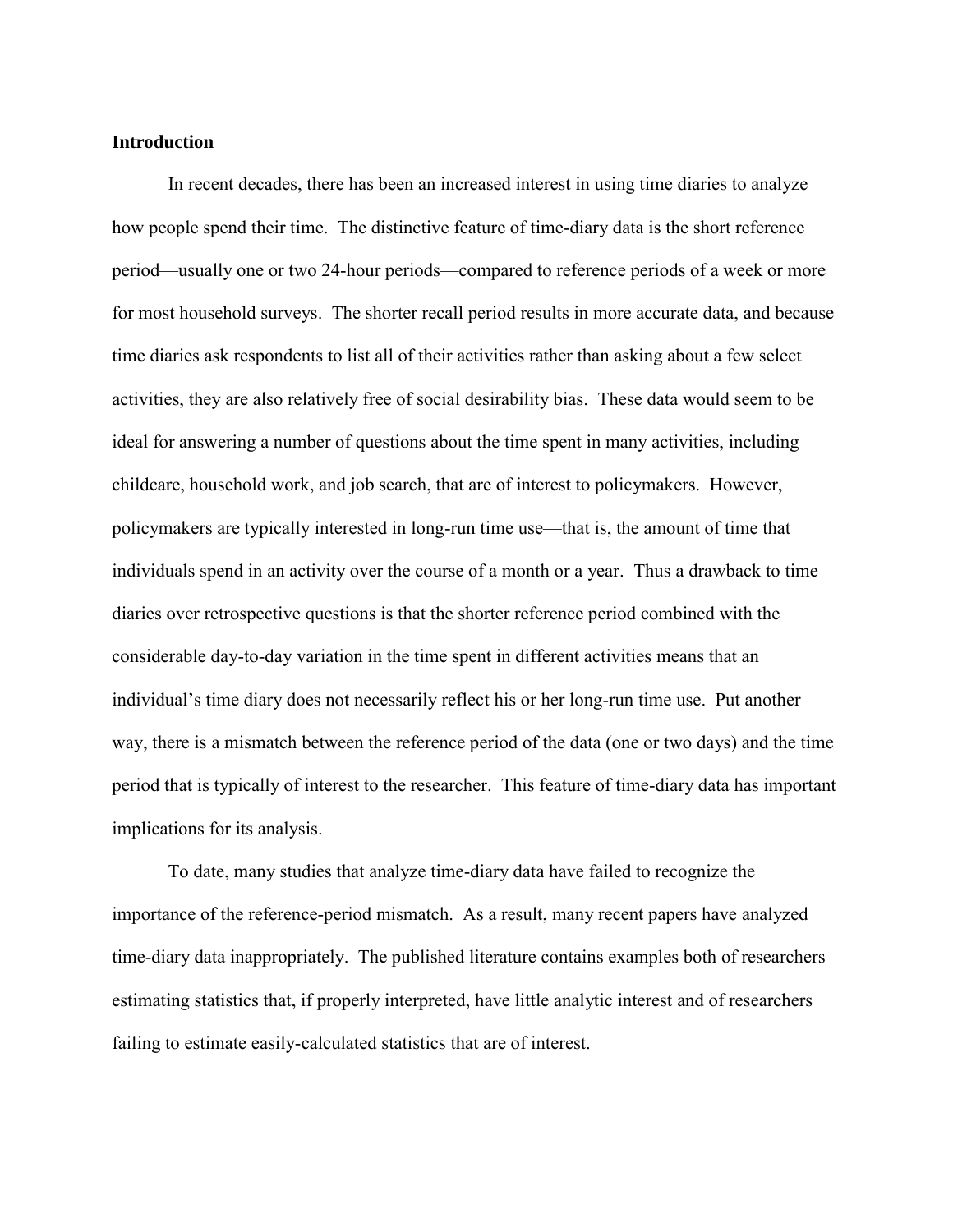## Introduction

In recent decades, there has been an increased interest in using time diaries to analyze how people spend their time. The distinctive feature of time-diary data is the short reference period—usually one or two 24-hour periods—compared to reference periods of a week or more for most household surveys. The shorter recall period results in more accurate data, and because time diaries ask respondents to list all of their activities rather than asking about a few select activities, they are also relatively free of social desirability bias. These data would seem to be ideal for answering a number of questions about the time spent in many activities, including childcare, household work, and job search, that are of interest to policymakers. However, policymakers are typically interested in long-run time use—that is, the amount of time that individuals spend in an activity over the course of a month or a year. Thus a drawback to time diaries over retrospective questions is that the shorter reference period combined with the considerable day-to-day variation in the time spent in different activities means that an individual's time diary does not necessarily reflect his or her long-run time use. Put another way, there is a mismatch between the reference period of the data (one or two days) and the time period that is typically of interest to the researcher. This feature of time-diary data has important implications for its analysis.

To date, many studies that analyze time-diary data have failed to recognize the importance of the reference-period mismatch. As a result, many recent papers have analyzed time-diary data inappropriately. The published literature contains examples both of researchers estimating statistics that, if properly interpreted, have little analytic interest and of researchers failing to estimate easily-calculated statistics that are of interest.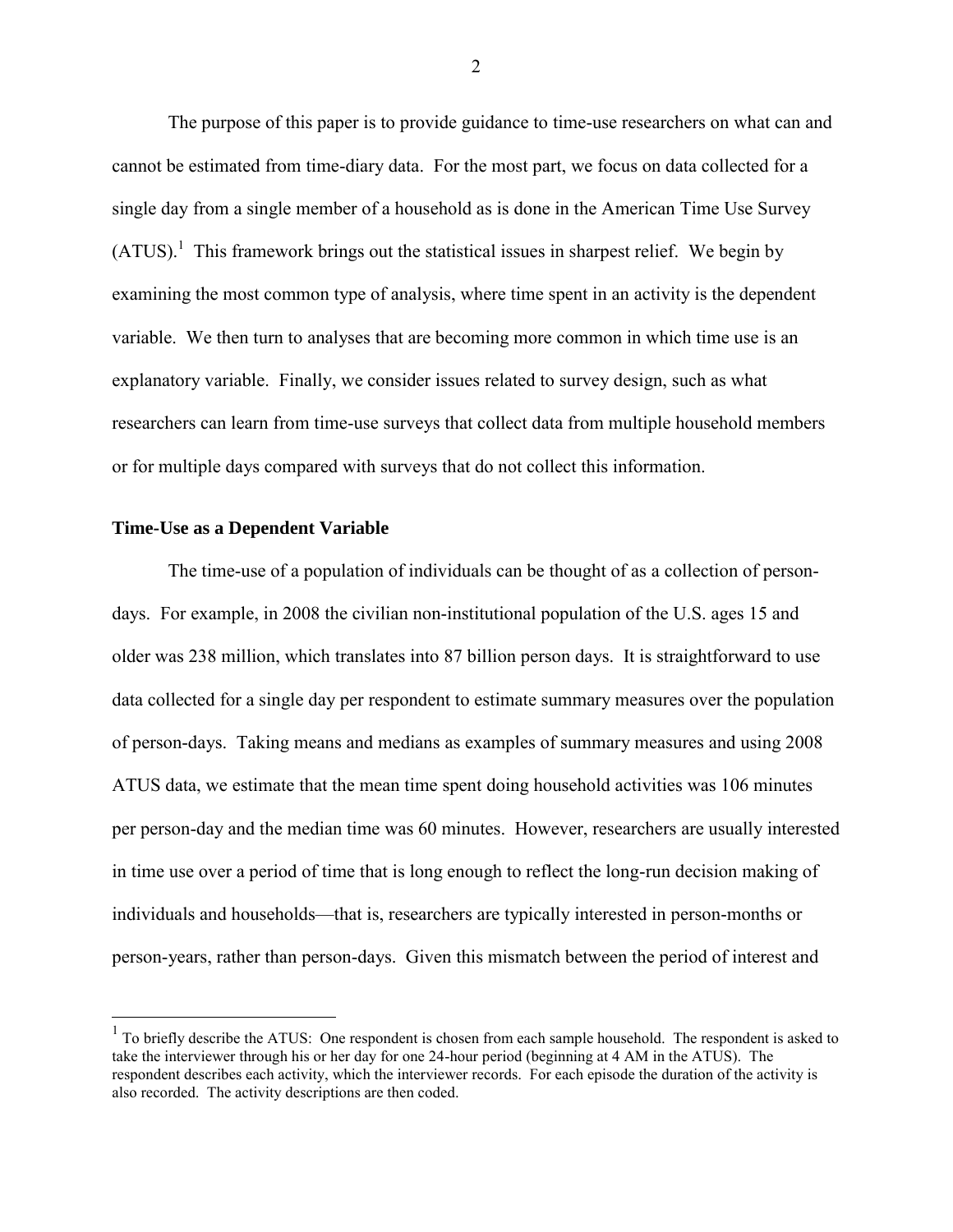The purpose of this paper is to provide guidance to time-use researchers on what can and cannot be estimated from time-diary data. For the most part, we focus on data collected for a single day from a single member of a household as is done in the American Time Use Survey (ATUS).[1] This framework brings out the statistical issues in sharpest relief. We begin by examining the most common type of analysis, where time spent in an activity is the dependent variable. We then turn to analyses that are becoming more common in which time use is an explanatory variable. Finally, we consider issues related to survey design, such as what researchers can learn from time-use surveys that collect data from multiple household members or for multiple days compared with surveys that do not collect this information.

### Time-Use as a Dependent Variable

The time-use of a population of individuals can be thought of as a collection of person-days. For example, in 2008 the civilian non-institutional population of the U.S. ages 15 and older was 238 million, which translates into 87 billion person days. It is straightforward to use data collected for a single day per respondent to estimate summary measures over the population of person-days. Taking means and medians as examples of summary measures and using 2008 ATUS data, we estimate that the mean time spent doing household activities was 106 minutes per person-day and the median time was 60 minutes. However, researchers are usually interested in time use over a period of time that is long enough to reflect the long-run decision making of individuals and households—that is, researchers are typically interested in person-months or person-years, rather than person-days. Given this mismatch between the period of interest and

[1] To briefly describe the ATUS: One respondent is chosen from each sample household. The respondent is asked to take the interviewer through his or her day for one 24-hour period (beginning at 4 AM in the ATUS). The respondent describes each activity, which the interviewer records. For each episode the duration of the activity is also recorded. The activity descriptions are then coded.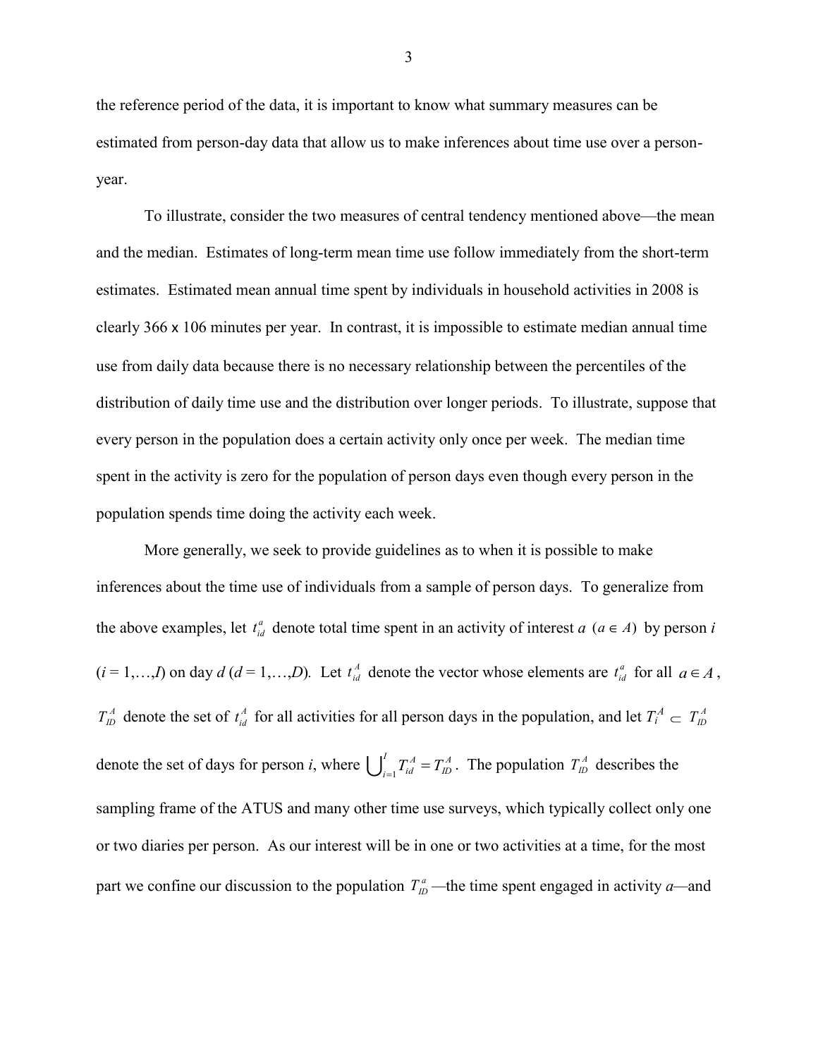the reference period of the data, it is important to know what summary measures can be estimated from person-day data that allow us to make inferences about time use over a person-year.

To illustrate, consider the two measures of central tendency mentioned above—the mean and the median. Estimates of long-term mean time use follow immediately from the short-term estimates. Estimated mean annual time spent by individuals in household activities in 2008 is clearly 366 x 106 minutes per year. In contrast, it is impossible to estimate median annual time use from daily data because there is no necessary relationship between the percentiles of the distribution of daily time use and the distribution over longer periods. To illustrate, suppose that every person in the population does a certain activity only once per week. The median time spent in the activity is zero for the population of person days even though every person in the population spends time doing the activity each week.

More generally, we seek to provide guidelines as to when it is possible to make inferences about the time use of individuals from a sample of person days. To generalize from the above examples, let $t_{id}^{a}$ denote total time spent in an activity of interest $a$ $(a \in A)$ by person $i$ ($i = 1,\ldots,I$) on day $d$ ($d = 1,\ldots,D$). Let $t_{id}^{A}$ denote the vector whose elements are $t_{id}^{a}$ for all $a \in A$, $T_{ID}^{A}$ denote the set of $t_{id}^{A}$ for all activities for all person days in the population, and let $T_{i}^{A} \subset T_{ID}^{A}$ denote the set of days for person $i$, where $\bigcup_{i=1}^{I} T_{id}^{A} = T_{ID}^{A}$. The population $T_{ID}^{A}$ describes the sampling frame of the ATUS and many other time use surveys, which typically collect only one or two diaries per person. As our interest will be in one or two activities at a time, for the most part we confine our discussion to the population $T_{ID}^{a}$—the time spent engaged in activity $a$—and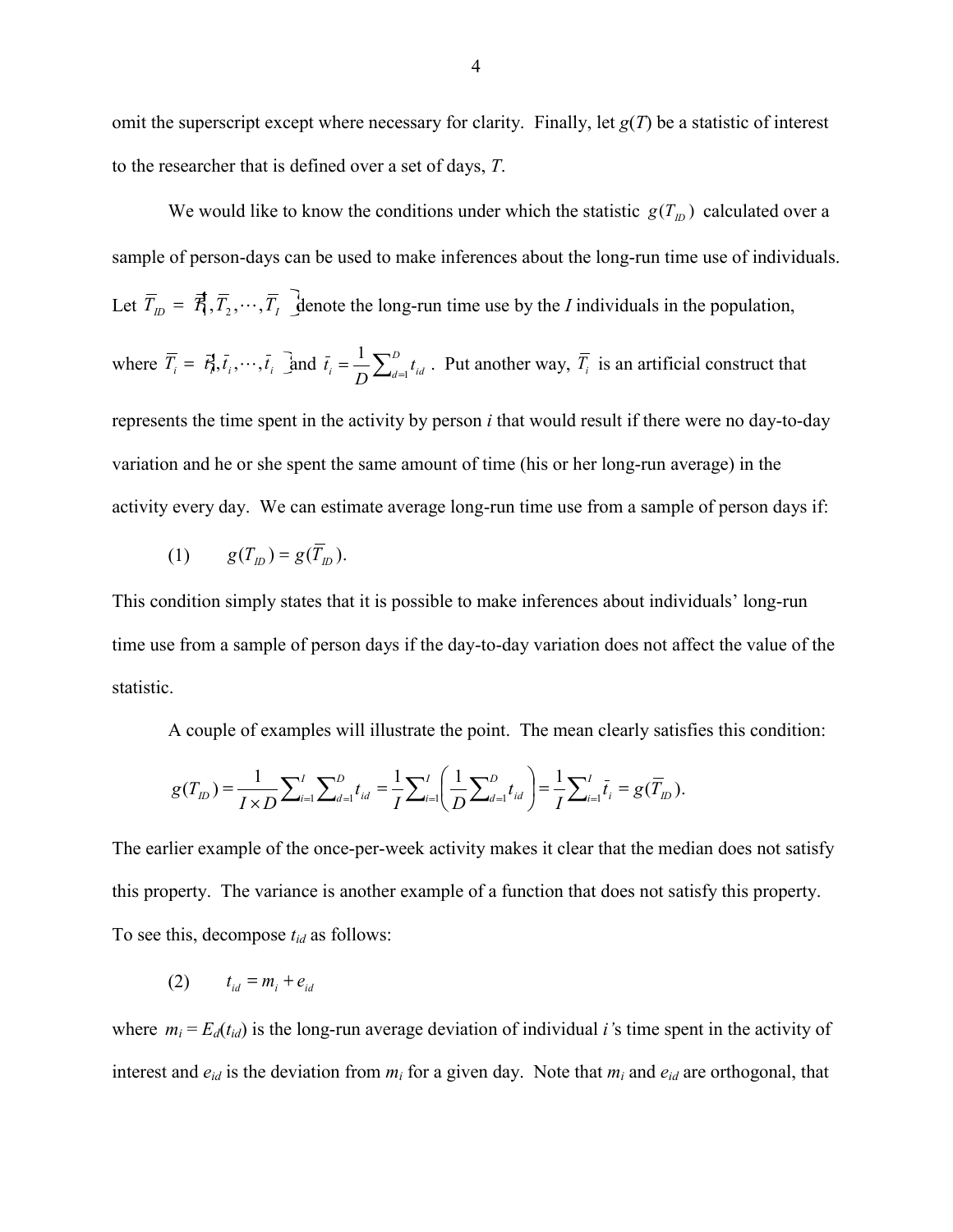omit the superscript except where necessary for clarity. Finally, let $g(T)$ be a statistic of interest to the researcher that is defined over a set of days, $T$.

We would like to know the conditions under which the statistic $g(T_{ID})$ calculated over a sample of person-days can be used to make inferences about the long-run time use of individuals. Let $\overline{T}_{ID} = \{\overline{T}_1, \overline{T}_2, \cdots, \overline{T}_I\}$ denote the long-run time use by the $I$ individuals in the population, where $\overline{T}_i = \{\bar{t}_i, \bar{t}_i, \cdots, \bar{t}_i\}$ and $\bar{t}_i = \frac{1}{D}\sum_{d=1}^{D} t_{id}$. Put another way, $\overline{T}_i$ is an artificial construct that represents the time spent in the activity by person $i$ that would result if there were no day-to-day variation and he or she spent the same amount of time (his or her long-run average) in the activity every day. We can estimate average long-run time use from a sample of person days if:

$$(1) \qquad g(T_{ID}) = g(\overline{T}_{ID}).$$

This condition simply states that it is possible to make inferences about individuals' long-run time use from a sample of person days if the day-to-day variation does not affect the value of the statistic.

A couple of examples will illustrate the point. The mean clearly satisfies this condition:

$$g(T_{ID}) = \frac{1}{I \times D}\sum_{i=1}^{I}\sum_{d=1}^{D} t_{id} = \frac{1}{I}\sum_{i=1}^{I}\left(\frac{1}{D}\sum_{d=1}^{D} t_{id}\right) = \frac{1}{I}\sum_{i=1}^{I} \bar{t}_i = g(\overline{T}_{ID}).$$

The earlier example of the once-per-week activity makes it clear that the median does not satisfy this property. The variance is another example of a function that does not satisfy this property. To see this, decompose $t_{id}$ as follows:

$$(2) \qquad t_{id} = m_i + e_{id}$$

where $m_i = E_d(t_{id})$ is the long-run average deviation of individual $i$'s time spent in the activity of interest and $e_{id}$ is the deviation from $m_i$ for a given day. Note that $m_i$ and $e_{id}$ are orthogonal, that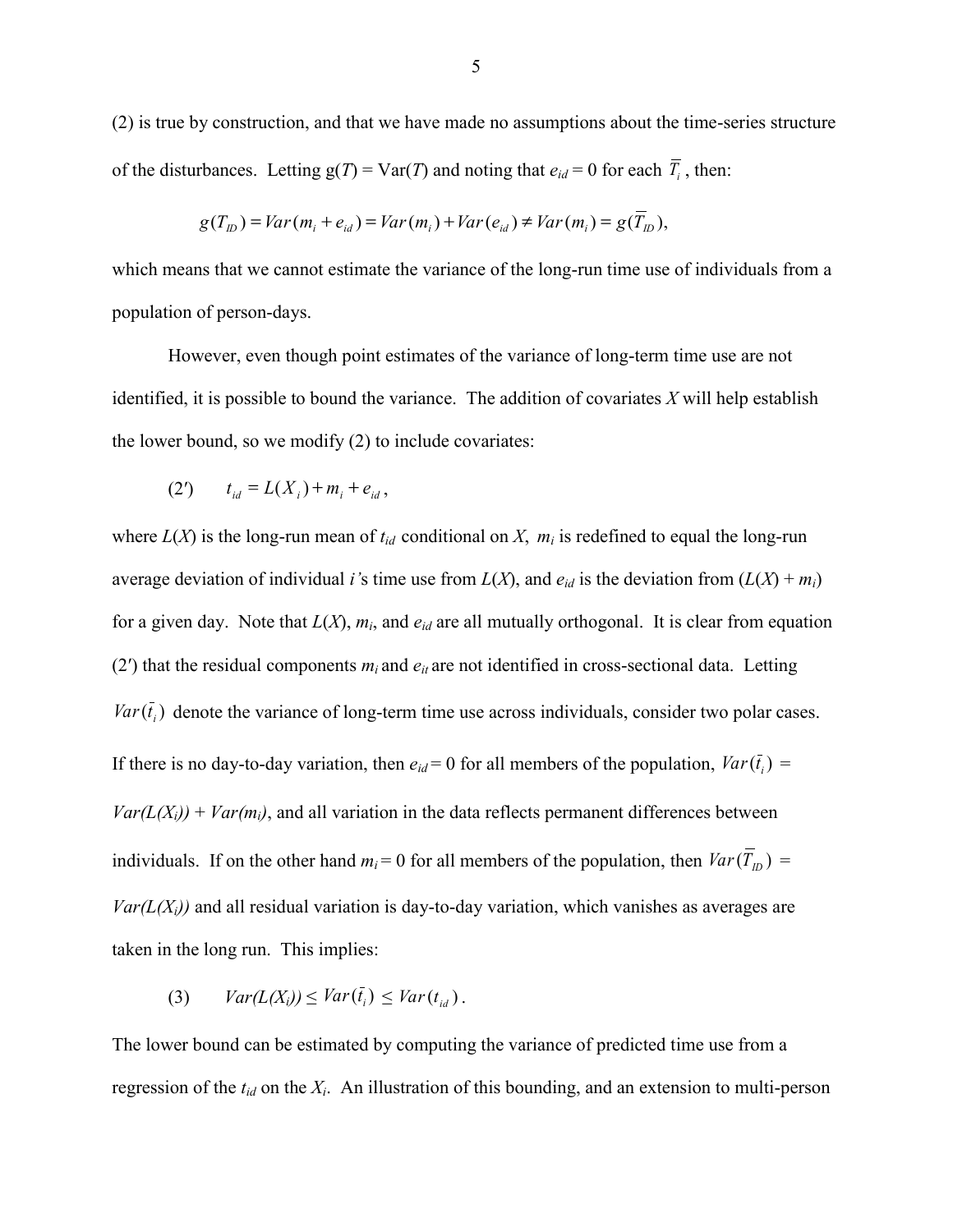(2) is true by construction, and that we have made no assumptions about the time-series structure of the disturbances. Letting g($T$) = Var($T$) and noting that $e_{id} = 0$ for each $\overline{T}_i$, then:

$$g(T_{ID}) = Var(m_i + e_{id}) = Var(m_i) + Var(e_{id}) \neq Var(m_i) = g(\overline{T}_{ID}),$$

which means that we cannot estimate the variance of the long-run time use of individuals from a population of person-days.

However, even though point estimates of the variance of long-term time use are not identified, it is possible to bound the variance. The addition of covariates $X$ will help establish the lower bound, so we modify (2) to include covariates:

$$(2') \qquad t_{id} = L(X_i) + m_i + e_{id},$$

where $L(X)$ is the long-run mean of $t_{id}$ conditional on $X$, $m_i$ is redefined to equal the long-run average deviation of individual $i$'s time use from $L(X)$, and $e_{id}$ is the deviation from ($L(X) + m_i$) for a given day. Note that $L(X)$, $m_i$, and $e_{id}$ are all mutually orthogonal. It is clear from equation (2′) that the residual components $m_i$ and $e_{it}$ are not identified in cross-sectional data. Letting $Var(\bar{t}_i)$ denote the variance of long-term time use across individuals, consider two polar cases. If there is no day-to-day variation, then $e_{id} = 0$ for all members of the population, $Var(\bar{t}_i)$ = $Var(L(X_i)) + Var(m_i)$, and all variation in the data reflects permanent differences between individuals. If on the other hand $m_i = 0$ for all members of the population, then $Var(\overline{T}_{ID})$ = $Var(L(X_i))$ and all residual variation is day-to-day variation, which vanishes as averages are taken in the long run. This implies:

$$(3) \qquad Var(L(X_i)) \leq Var(\bar{t}_i) \leq Var(t_{id}).$$

The lower bound can be estimated by computing the variance of predicted time use from a regression of the $t_{id}$ on the $X_i$. An illustration of this bounding, and an extension to multi-person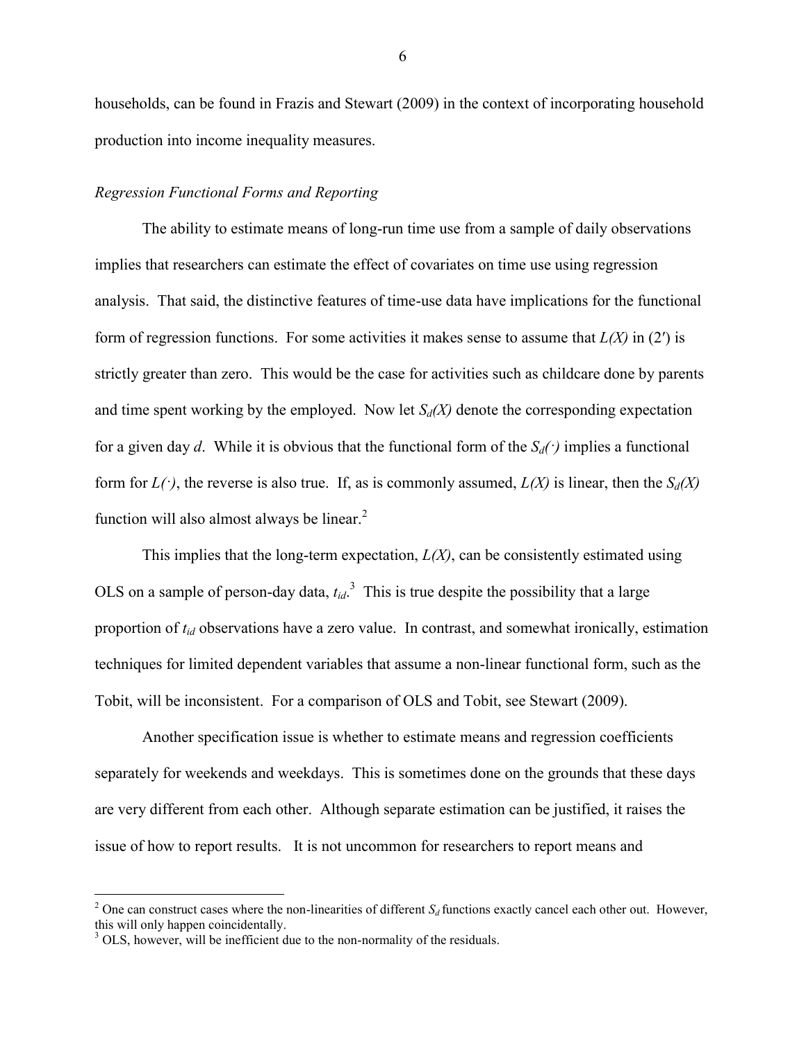households, can be found in Frazis and Stewart (2009) in the context of incorporating household production into income inequality measures.

*Regression Functional Forms and Reporting*

The ability to estimate means of long-run time use from a sample of daily observations implies that researchers can estimate the effect of covariates on time use using regression analysis. That said, the distinctive features of time-use data have implications for the functional form of regression functions. For some activities it makes sense to assume that $L(X)$ in (2′) is strictly greater than zero. This would be the case for activities such as childcare done by parents and time spent working by the employed. Now let $S_d(X)$ denote the corresponding expectation for a given day $d$. While it is obvious that the functional form of the $S_d(\cdot)$ implies a functional form for $L(\cdot)$, the reverse is also true. If, as is commonly assumed, $L(X)$ is linear, then the $S_d(X)$ function will also almost always be linear.[2]

This implies that the long-term expectation, $L(X)$, can be consistently estimated using OLS on a sample of person-day data, $t_{id}$.[3] This is true despite the possibility that a large proportion of $t_{id}$ observations have a zero value. In contrast, and somewhat ironically, estimation techniques for limited dependent variables that assume a non-linear functional form, such as the Tobit, will be inconsistent. For a comparison of OLS and Tobit, see Stewart (2009).

Another specification issue is whether to estimate means and regression coefficients separately for weekends and weekdays. This is sometimes done on the grounds that these days are very different from each other. Although separate estimation can be justified, it raises the issue of how to report results. It is not uncommon for researchers to report means and

---

[2] One can construct cases where the non-linearities of different $S_d$ functions exactly cancel each other out. However, this will only happen coincidentally.

[3] OLS, however, will be inefficient due to the non-normality of the residuals.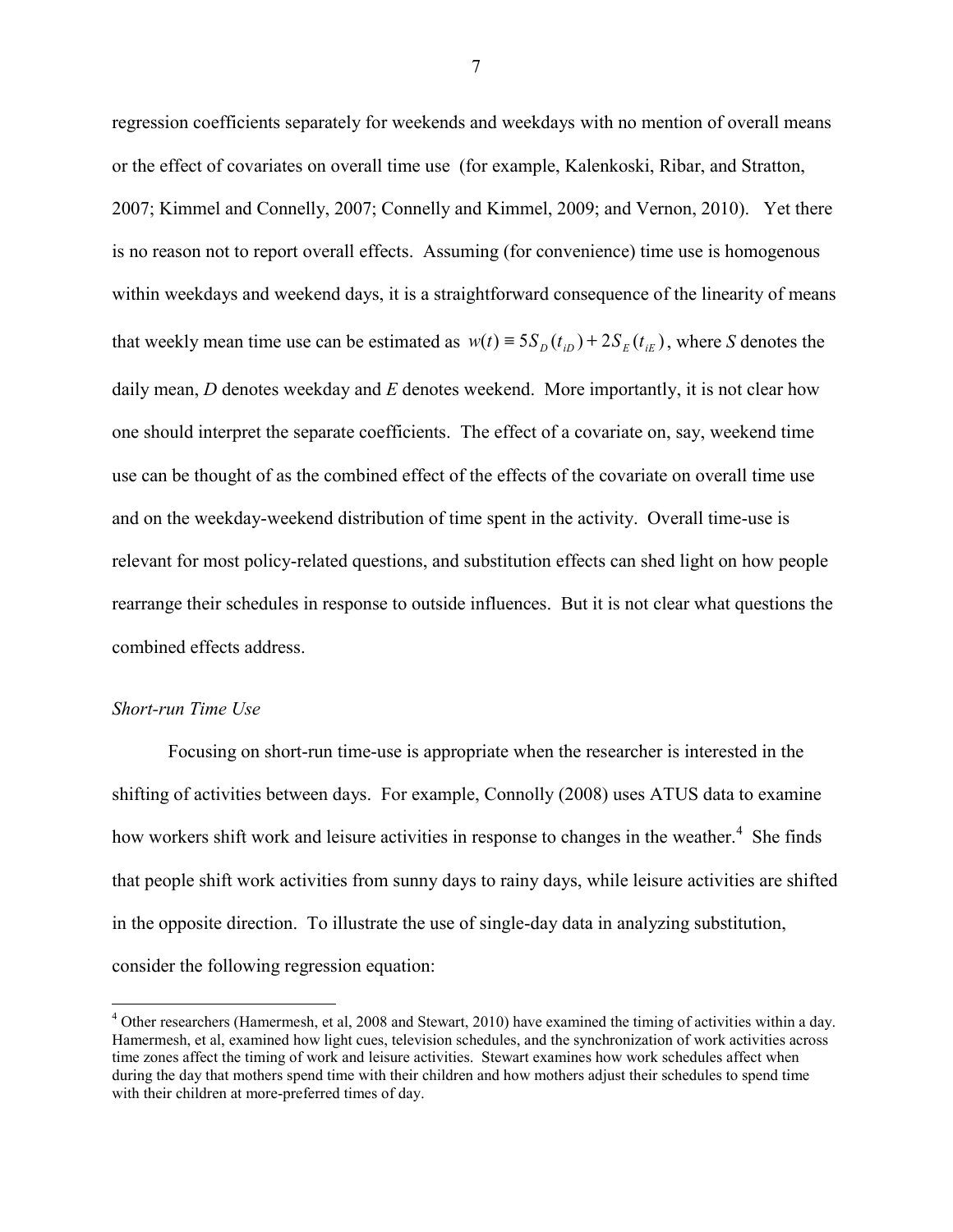regression coefficients separately for weekends and weekdays with no mention of overall means or the effect of covariates on overall time use (for example, Kalenkoski, Ribar, and Stratton, 2007; Kimmel and Connelly, 2007; Connelly and Kimmel, 2009; and Vernon, 2010). Yet there is no reason not to report overall effects. Assuming (for convenience) time use is homogenous within weekdays and weekend days, it is a straightforward consequence of the linearity of means that weekly mean time use can be estimated as $w(t) \equiv 5S_D(t_{iD}) + 2S_E(t_{iE})$, where *S* denotes the daily mean, *D* denotes weekday and *E* denotes weekend. More importantly, it is not clear how one should interpret the separate coefficients. The effect of a covariate on, say, weekend time use can be thought of as the combined effect of the effects of the covariate on overall time use and on the weekday-weekend distribution of time spent in the activity. Overall time-use is relevant for most policy-related questions, and substitution effects can shed light on how people rearrange their schedules in response to outside influences. But it is not clear what questions the combined effects address.

### *Short-run Time Use*

Focusing on short-run time-use is appropriate when the researcher is interested in the shifting of activities between days. For example, Connolly (2008) uses ATUS data to examine how workers shift work and leisure activities in response to changes in the weather.[4] She finds that people shift work activities from sunny days to rainy days, while leisure activities are shifted in the opposite direction. To illustrate the use of single-day data in analyzing substitution, consider the following regression equation:

[4] Other researchers (Hamermesh, et al, 2008 and Stewart, 2010) have examined the timing of activities within a day. Hamermesh, et al, examined how light cues, television schedules, and the synchronization of work activities across time zones affect the timing of work and leisure activities. Stewart examines how work schedules affect when during the day that mothers spend time with their children and how mothers adjust their schedules to spend time with their children at more-preferred times of day.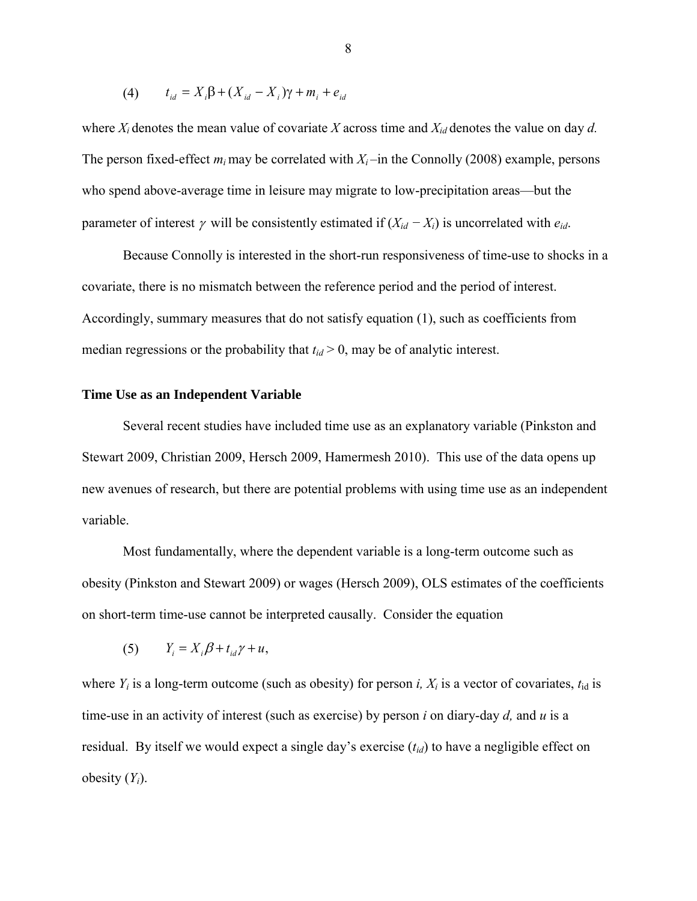$$(4) \qquad t_{id} = X_i\beta + (X_{id} - X_i)\gamma + m_i + e_{id}$$

where $X_i$ denotes the mean value of covariate $X$ across time and $X_{id}$ denotes the value on day $d$. The person fixed-effect $m_i$ may be correlated with $X_i$ –in the Connolly (2008) example, persons who spend above-average time in leisure may migrate to low-precipitation areas—but the parameter of interest $\gamma$ will be consistently estimated if $(X_{id} - X_i)$ is uncorrelated with $e_{id}$.

Because Connolly is interested in the short-run responsiveness of time-use to shocks in a covariate, there is no mismatch between the reference period and the period of interest. Accordingly, summary measures that do not satisfy equation (1), such as coefficients from median regressions or the probability that $t_{id} > 0$, may be of analytic interest.

**Time Use as an Independent Variable**

Several recent studies have included time use as an explanatory variable (Pinkston and Stewart 2009, Christian 2009, Hersch 2009, Hamermesh 2010). This use of the data opens up new avenues of research, but there are potential problems with using time use as an independent variable.

Most fundamentally, where the dependent variable is a long-term outcome such as obesity (Pinkston and Stewart 2009) or wages (Hersch 2009), OLS estimates of the coefficients on short-term time-use cannot be interpreted causally. Consider the equation

$$(5) \qquad Y_i = X_i\beta + t_{id}\gamma + u,$$

where $Y_i$ is a long-term outcome (such as obesity) for person $i$, $X_i$ is a vector of covariates, $t_{id}$ is time-use in an activity of interest (such as exercise) by person $i$ on diary-day $d$, and $u$ is a residual. By itself we would expect a single day's exercise ($t_{id}$) to have a negligible effect on obesity ($Y_i$).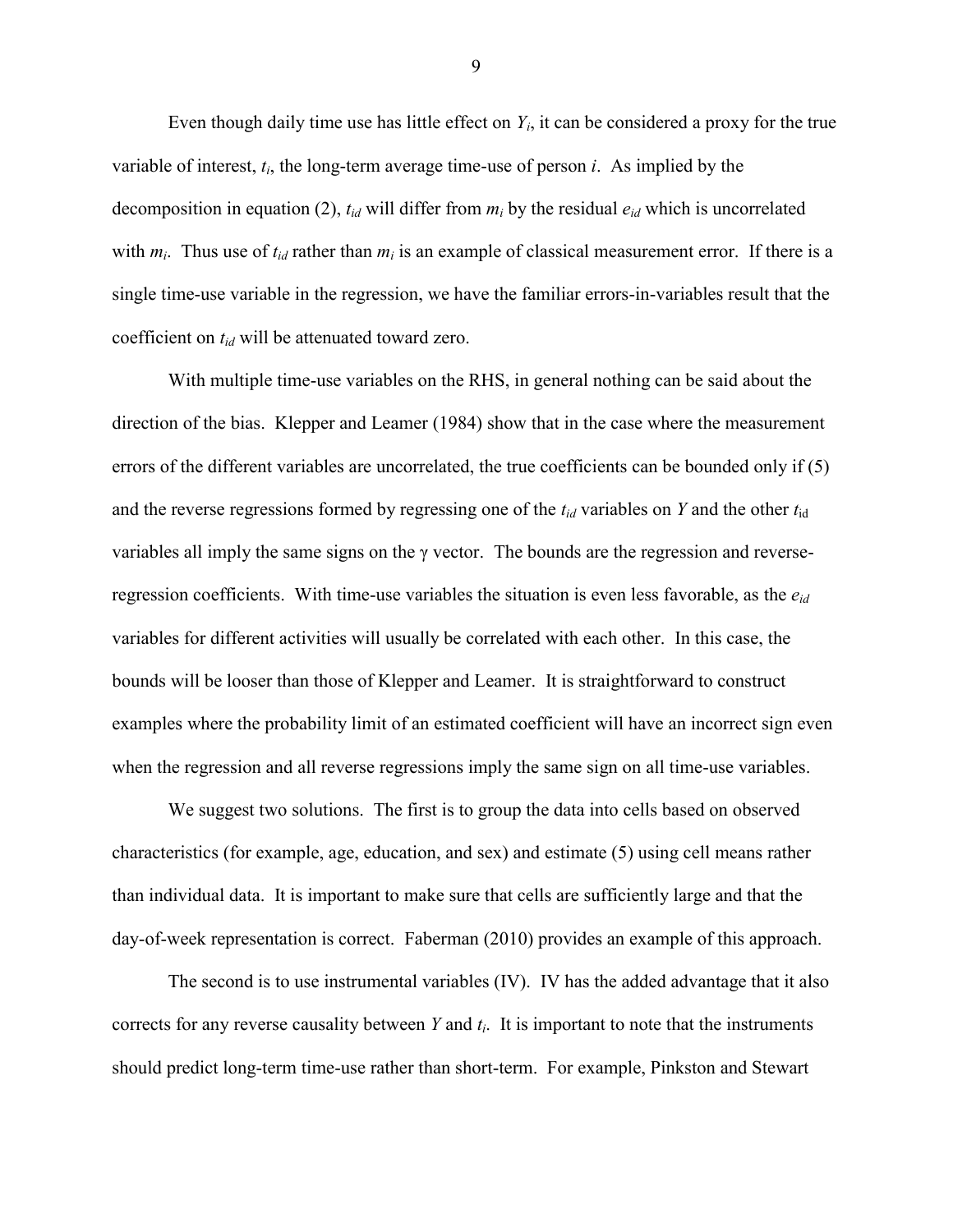Even though daily time use has little effect on $Y_i$, it can be considered a proxy for the true variable of interest, $t_i$, the long-term average time-use of person $i$. As implied by the decomposition in equation (2), $t_{id}$ will differ from $m_i$ by the residual $e_{id}$ which is uncorrelated with $m_i$. Thus use of $t_{id}$ rather than $m_i$ is an example of classical measurement error. If there is a single time-use variable in the regression, we have the familiar errors-in-variables result that the coefficient on $t_{id}$ will be attenuated toward zero.

With multiple time-use variables on the RHS, in general nothing can be said about the direction of the bias. Klepper and Leamer (1984) show that in the case where the measurement errors of the different variables are uncorrelated, the true coefficients can be bounded only if (5) and the reverse regressions formed by regressing one of the $t_{id}$ variables on $Y$ and the other $t_{id}$ variables all imply the same signs on the $\gamma$ vector. The bounds are the regression and reverse-regression coefficients. With time-use variables the situation is even less favorable, as the $e_{id}$ variables for different activities will usually be correlated with each other. In this case, the bounds will be looser than those of Klepper and Leamer. It is straightforward to construct examples where the probability limit of an estimated coefficient will have an incorrect sign even when the regression and all reverse regressions imply the same sign on all time-use variables.

We suggest two solutions. The first is to group the data into cells based on observed characteristics (for example, age, education, and sex) and estimate (5) using cell means rather than individual data. It is important to make sure that cells are sufficiently large and that the day-of-week representation is correct. Faberman (2010) provides an example of this approach.

The second is to use instrumental variables (IV). IV has the added advantage that it also corrects for any reverse causality between $Y$ and $t_i$. It is important to note that the instruments should predict long-term time-use rather than short-term. For example, Pinkston and Stewart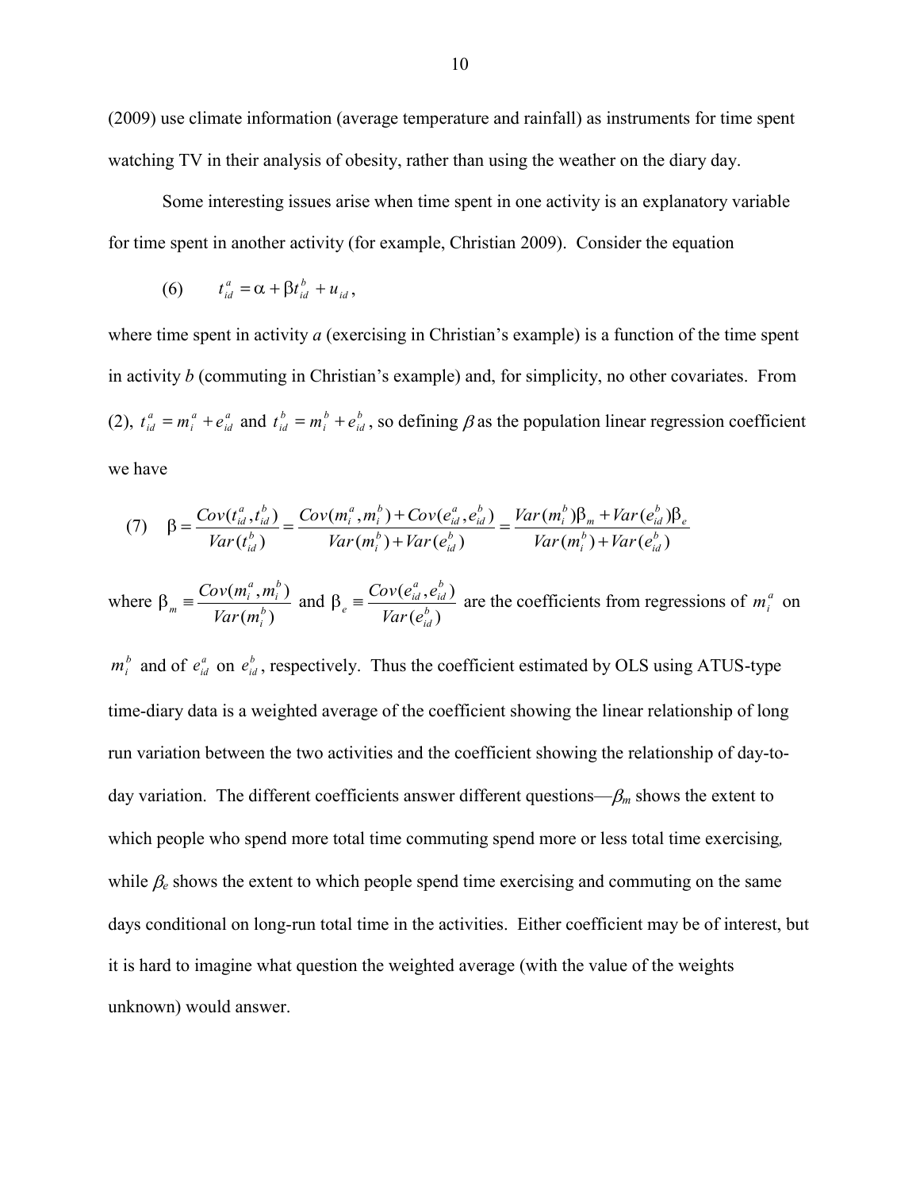(2009) use climate information (average temperature and rainfall) as instruments for time spent watching TV in their analysis of obesity, rather than using the weather on the diary day.

Some interesting issues arise when time spent in one activity is an explanatory variable for time spent in another activity (for example, Christian 2009). Consider the equation

$$(6) \qquad t_{id}^{a} = \alpha + \beta t_{id}^{b} + u_{id},$$

where time spent in activity *a* (exercising in Christian's example) is a function of the time spent in activity *b* (commuting in Christian's example) and, for simplicity, no other covariates. From (2), $t_{id}^{a} = m_{i}^{a} + e_{id}^{a}$ and $t_{id}^{b} = m_{i}^{b} + e_{id}^{b}$, so defining $\beta$ as the population linear regression coefficient we have

$$(7) \quad \beta = \frac{Cov(t_{id}^{a}, t_{id}^{b})}{Var(t_{id}^{b})} = \frac{Cov(m_{i}^{a}, m_{i}^{b}) + Cov(e_{id}^{a}, e_{id}^{b})}{Var(m_{i}^{b}) + Var(e_{id}^{b})} = \frac{Var(m_{i}^{b})\beta_{m} + Var(e_{id}^{b})\beta_{e}}{Var(m_{i}^{b}) + Var(e_{id}^{b})}$$

where $\beta_{m} \equiv \frac{Cov(m_{i}^{a}, m_{i}^{b})}{Var(m_{i}^{b})}$ and $\beta_{e} \equiv \frac{Cov(e_{id}^{a}, e_{id}^{b})}{Var(e_{id}^{b})}$ are the coefficients from regressions of $m_{i}^{a}$ on $m_{i}^{b}$ and of $e_{id}^{a}$ on $e_{id}^{b}$, respectively. Thus the coefficient estimated by OLS using ATUS-type time-diary data is a weighted average of the coefficient showing the linear relationship of long run variation between the two activities and the coefficient showing the relationship of day-to-day variation. The different coefficients answer different questions—$\beta_m$ shows the extent to which people who spend more total time commuting spend more or less total time exercising, while $\beta_e$ shows the extent to which people spend time exercising and commuting on the same days conditional on long-run total time in the activities. Either coefficient may be of interest, but it is hard to imagine what question the weighted average (with the value of the weights unknown) would answer.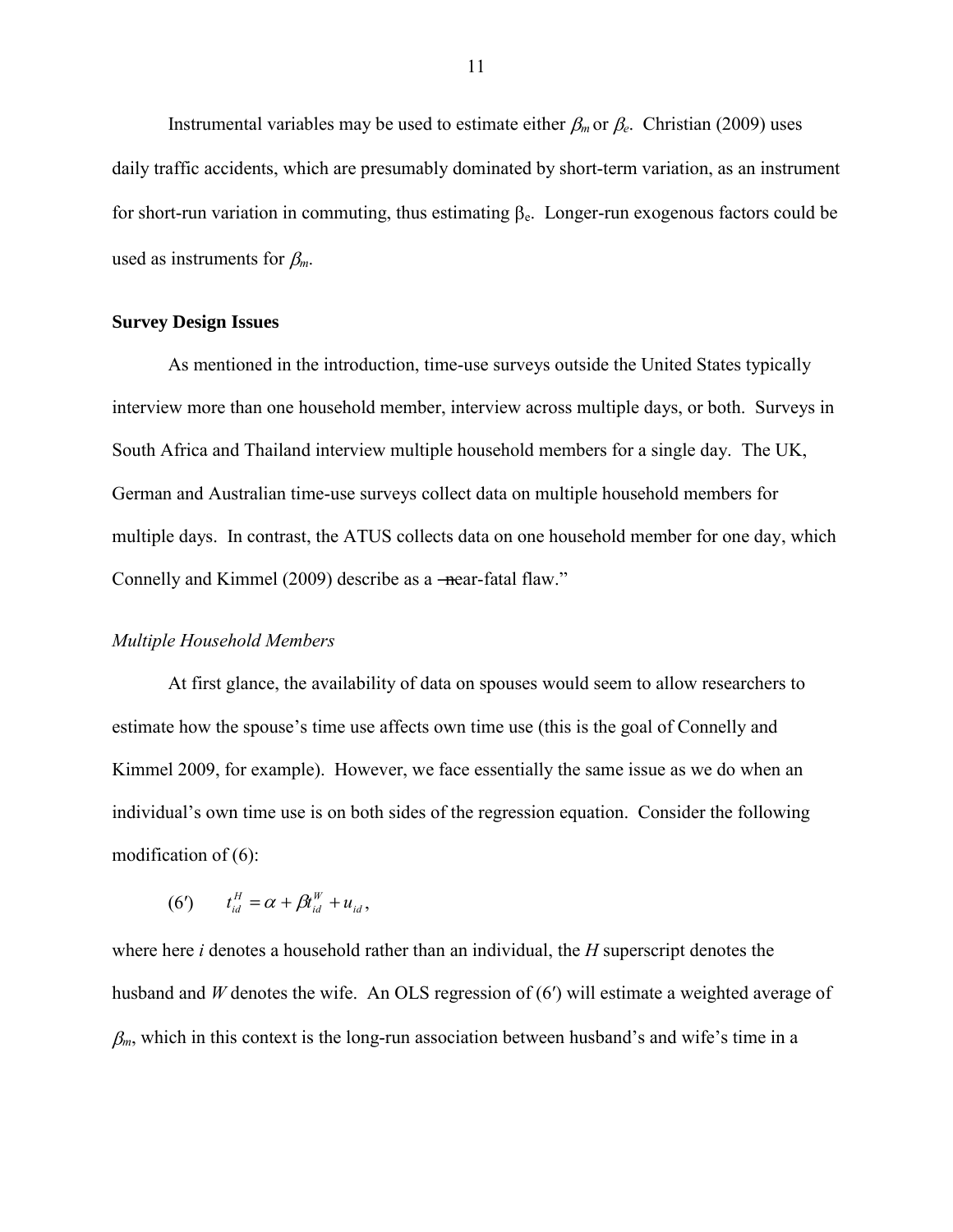Instrumental variables may be used to estimate either $\beta_m$ or $\beta_e$. Christian (2009) uses daily traffic accidents, which are presumably dominated by short-term variation, as an instrument for short-run variation in commuting, thus estimating $\beta_e$. Longer-run exogenous factors could be used as instruments for $\beta_m$.

## Survey Design Issues

As mentioned in the introduction, time-use surveys outside the United States typically interview more than one household member, interview across multiple days, or both. Surveys in South Africa and Thailand interview multiple household members for a single day. The UK, German and Australian time-use surveys collect data on multiple household members for multiple days. In contrast, the ATUS collects data on one household member for one day, which Connelly and Kimmel (2009) describe as a "near-fatal flaw."

### *Multiple Household Members*

At first glance, the availability of data on spouses would seem to allow researchers to estimate how the spouse's time use affects own time use (this is the goal of Connelly and Kimmel 2009, for example). However, we face essentially the same issue as we do when an individual's own time use is on both sides of the regression equation. Consider the following modification of (6):

$$(6') \qquad t_{id}^{H} = \alpha + \beta t_{id}^{W} + u_{id},$$

where here *i* denotes a household rather than an individual, the *H* superscript denotes the husband and *W* denotes the wife. An OLS regression of (6′) will estimate a weighted average of $\beta_m$, which in this context is the long-run association between husband's and wife's time in a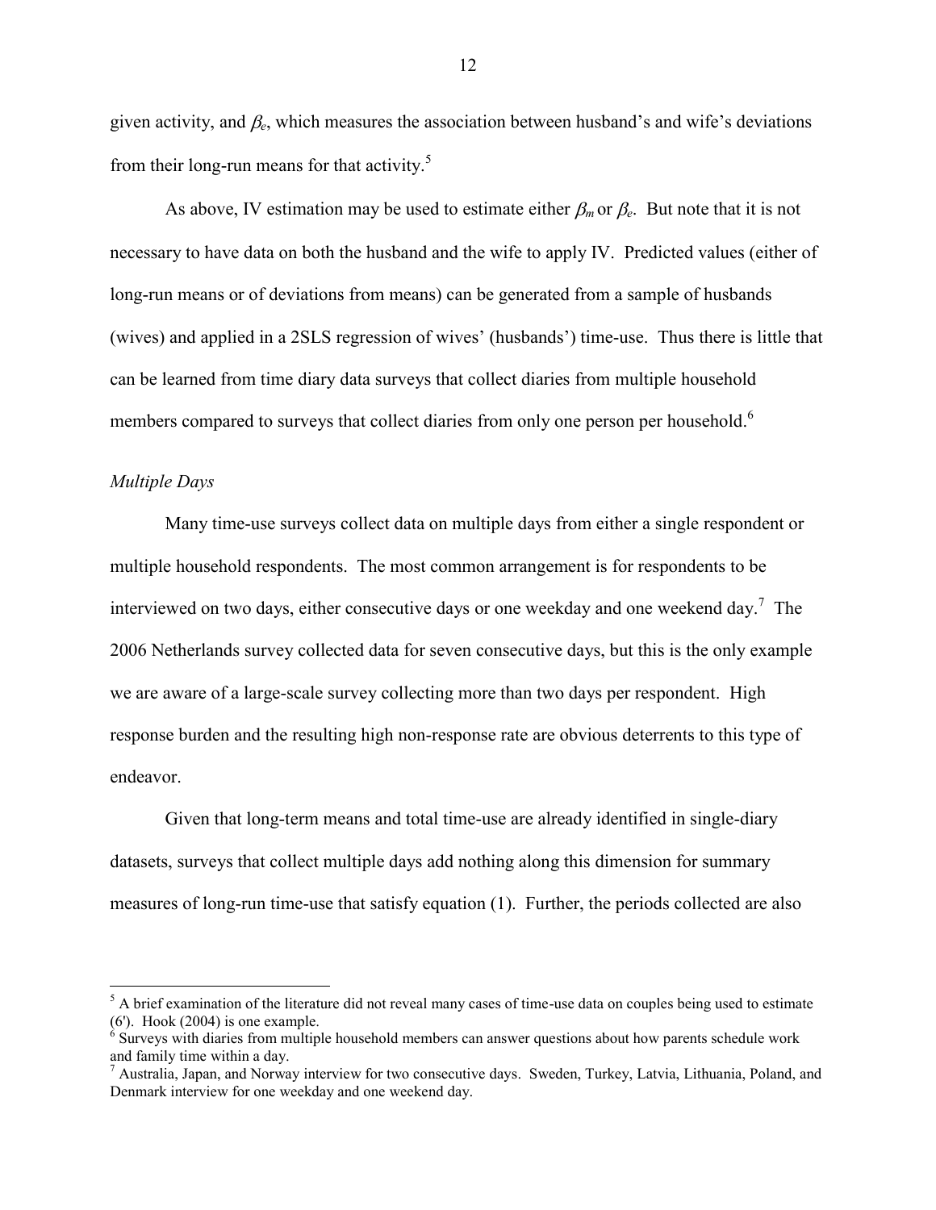given activity, and $\beta_e$, which measures the association between husband's and wife's deviations from their long-run means for that activity.[5]

As above, IV estimation may be used to estimate either $\beta_m$ or $\beta_e$. But note that it is not necessary to have data on both the husband and the wife to apply IV. Predicted values (either of long-run means or of deviations from means) can be generated from a sample of husbands (wives) and applied in a 2SLS regression of wives' (husbands') time-use. Thus there is little that can be learned from time diary data surveys that collect diaries from multiple household members compared to surveys that collect diaries from only one person per household.[6]

*Multiple Days*

Many time-use surveys collect data on multiple days from either a single respondent or multiple household respondents. The most common arrangement is for respondents to be interviewed on two days, either consecutive days or one weekday and one weekend day.[7] The 2006 Netherlands survey collected data for seven consecutive days, but this is the only example we are aware of a large-scale survey collecting more than two days per respondent. High response burden and the resulting high non-response rate are obvious deterrents to this type of endeavor.

Given that long-term means and total time-use are already identified in single-diary datasets, surveys that collect multiple days add nothing along this dimension for summary measures of long-run time-use that satisfy equation (1). Further, the periods collected are also

---

[5] A brief examination of the literature did not reveal many cases of time-use data on couples being used to estimate (6'). Hook (2004) is one example.

[6] Surveys with diaries from multiple household members can answer questions about how parents schedule work and family time within a day.

[7] Australia, Japan, and Norway interview for two consecutive days. Sweden, Turkey, Latvia, Lithuania, Poland, and Denmark interview for one weekday and one weekend day.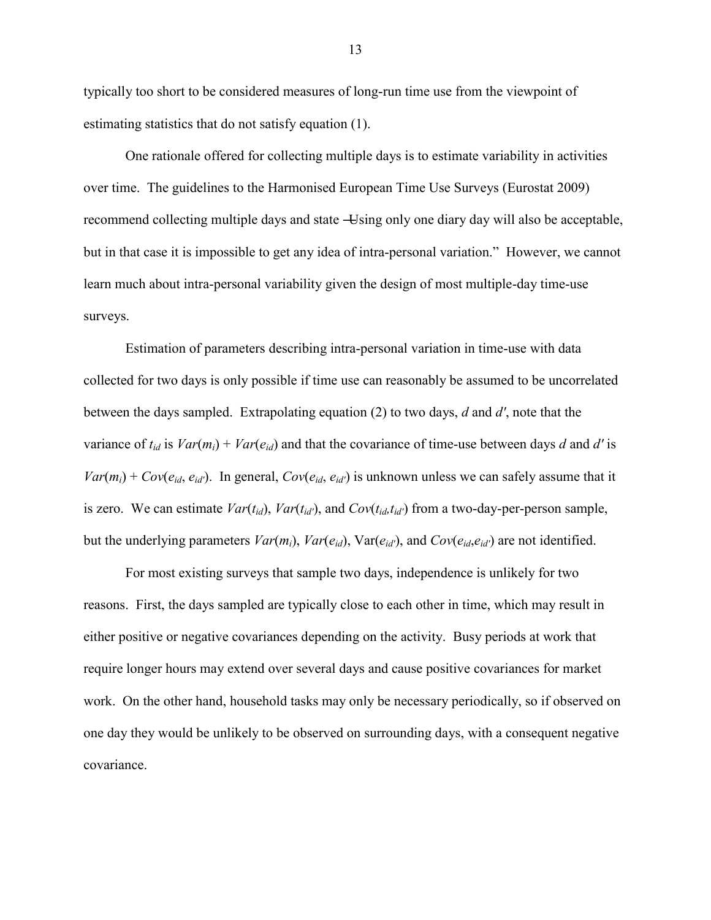typically too short to be considered measures of long-run time use from the viewpoint of estimating statistics that do not satisfy equation (1).

One rationale offered for collecting multiple days is to estimate variability in activities over time. The guidelines to the Harmonised European Time Use Surveys (Eurostat 2009) recommend collecting multiple days and state ―Using only one diary day will also be acceptable, but in that case it is impossible to get any idea of intra-personal variation." However, we cannot learn much about intra-personal variability given the design of most multiple-day time-use surveys.

Estimation of parameters describing intra-personal variation in time-use with data collected for two days is only possible if time use can reasonably be assumed to be uncorrelated between the days sampled. Extrapolating equation (2) to two days, $d$ and $d'$, note that the variance of $t_{id}$ is $Var(m_i) + Var(e_{id})$ and that the covariance of time-use between days $d$ and $d'$ is $Var(m_i) + Cov(e_{id}, e_{id'})$. In general, $Cov(e_{id}, e_{id'})$ is unknown unless we can safely assume that it is zero. We can estimate $Var(t_{id})$, $Var(t_{id'})$, and $Cov(t_{id}, t_{id'})$ from a two-day-per-person sample, but the underlying parameters $Var(m_i)$, $Var(e_{id})$, $Var(e_{id'})$, and $Cov(e_{id}, e_{id'})$ are not identified.

For most existing surveys that sample two days, independence is unlikely for two reasons. First, the days sampled are typically close to each other in time, which may result in either positive or negative covariances depending on the activity. Busy periods at work that require longer hours may extend over several days and cause positive covariances for market work. On the other hand, household tasks may only be necessary periodically, so if observed on one day they would be unlikely to be observed on surrounding days, with a consequent negative covariance.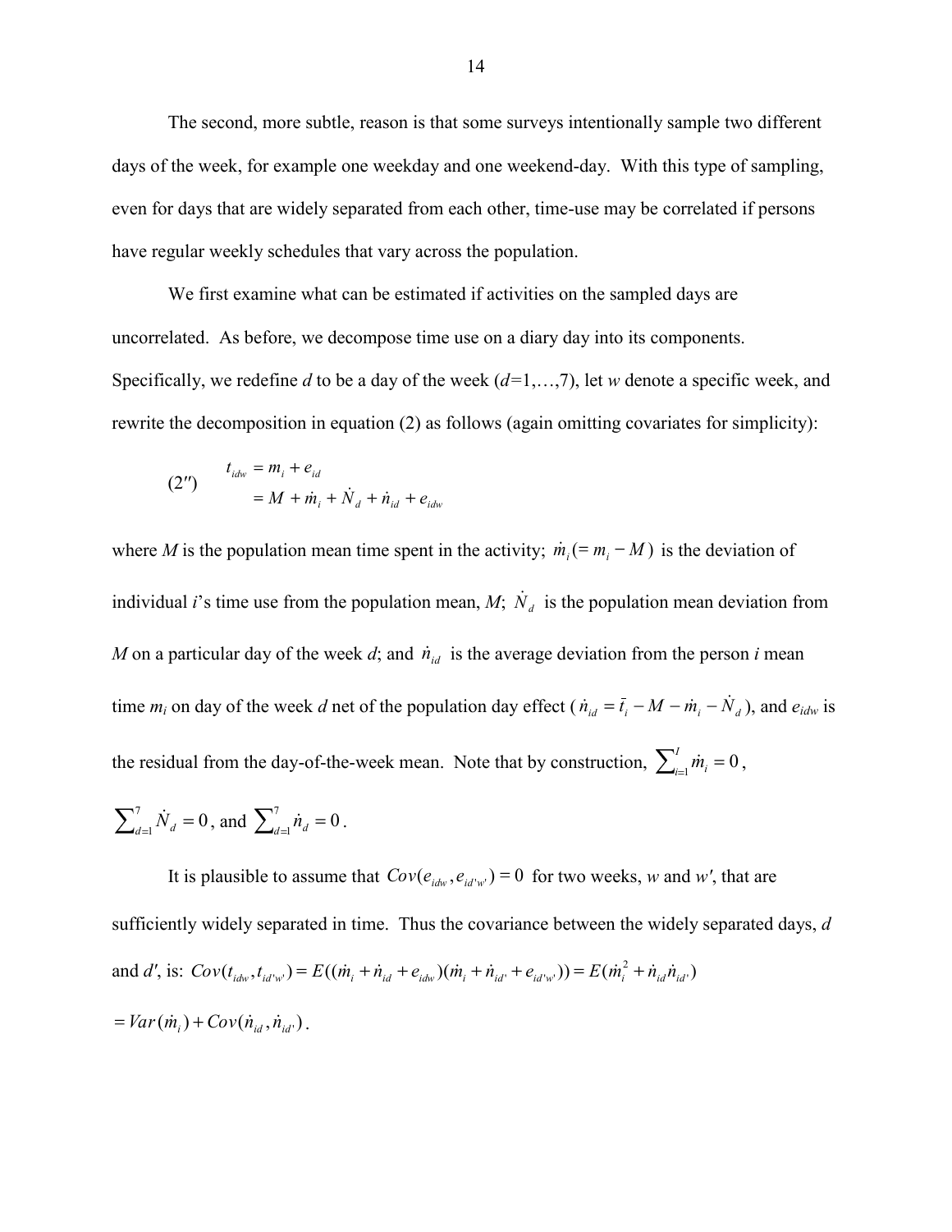The second, more subtle, reason is that some surveys intentionally sample two different days of the week, for example one weekday and one weekend-day. With this type of sampling, even for days that are widely separated from each other, time-use may be correlated if persons have regular weekly schedules that vary across the population.

We first examine what can be estimated if activities on the sampled days are uncorrelated. As before, we decompose time use on a diary day into its components. Specifically, we redefine *d* to be a day of the week (*d*=1,…,7), let *w* denote a specific week, and rewrite the decomposition in equation (2) as follows (again omitting covariates for simplicity):

$$
\begin{aligned}
(2'') \qquad t_{idw} &= m_i + e_{id} \\
&= M + \dot{m}_i + \dot{N}_d + \dot{n}_{id} + e_{idw}
\end{aligned}
$$

where *M* is the population mean time spent in the activity; $\dot{m}_i (= m_i - M)$ is the deviation of individual *i*'s time use from the population mean, *M*; $\dot{N}_d$ is the population mean deviation from *M* on a particular day of the week *d*; and $\dot{n}_{id}$ is the average deviation from the person *i* mean time $m_i$ on day of the week *d* net of the population day effect ($\dot{n}_{id} = \bar{t}_i - M - \dot{m}_i - \dot{N}_d$), and $e_{idw}$ is the residual from the day-of-the-week mean. Note that by construction, $\sum_{i=1}^{I} \dot{m}_i = 0$, $\sum_{d=1}^{7} \dot{N}_d = 0$, and $\sum_{d=1}^{7} \dot{n}_d = 0$.

It is plausible to assume that $Cov(e_{idw}, e_{id'w'}) = 0$ for two weeks, *w* and *w′*, that are sufficiently widely separated in time. Thus the covariance between the widely separated days, *d* and *d′*, is: $Cov(t_{idw}, t_{id'w'}) = E((\dot{m}_i + \dot{n}_{id} + e_{idw})(\dot{m}_i + \dot{n}_{id'} + e_{id'w'})) = E(\dot{m}_i^2 + \dot{n}_{id}\dot{n}_{id'})$ $= Var(\dot{m}_i) + Cov(\dot{n}_{id}, \dot{n}_{id'})$.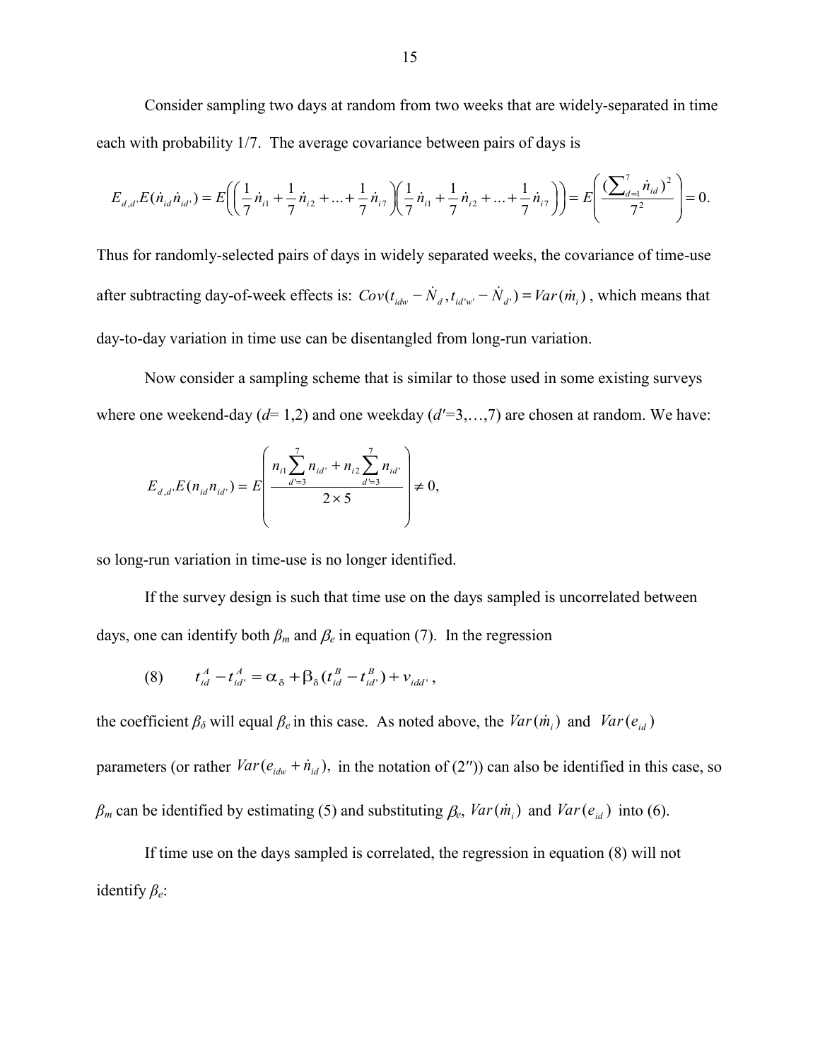Consider sampling two days at random from two weeks that are widely-separated in time each with probability 1/7. The average covariance between pairs of days is

$$E_{d,d'}E(\dot{n}_{id}\dot{n}_{id'}) = E\left(\left(\frac{1}{7}\dot{n}_{i1} + \frac{1}{7}\dot{n}_{i2} + \ldots + \frac{1}{7}\dot{n}_{i7}\right)\left(\frac{1}{7}\dot{n}_{i1} + \frac{1}{7}\dot{n}_{i2} + \ldots + \frac{1}{7}\dot{n}_{i7}\right)\right) = E\left(\frac{(\sum_{d=1}^{7}\dot{n}_{id})^2}{7^2}\right) = 0.$$

Thus for randomly-selected pairs of days in widely separated weeks, the covariance of time-use after subtracting day-of-week effects is: $Cov(t_{idw} - \dot{N}_d, t_{id'w'} - \dot{N}_{d'}) = Var(\dot{m}_i)$, which means that day-to-day variation in time use can be disentangled from long-run variation.

Now consider a sampling scheme that is similar to those used in some existing surveys where one weekend-day ($d$= 1,2) and one weekday ($d'$=3,…,7) are chosen at random. We have:

$$E_{d,d'}E(n_{id}n_{id'}) = E\left(\frac{n_{i1}\sum_{d'=3}^{7}n_{id'} + n_{i2}\sum_{d'=3}^{7}n_{id'}}{2\times 5}\right) \neq 0,$$

so long-run variation in time-use is no longer identified.

If the survey design is such that time use on the days sampled is uncorrelated between days, one can identify both $\beta_m$ and $\beta_e$ in equation (7). In the regression

$$(8) \qquad t_{id}^{A} - t_{id'}^{A} = \alpha_{\delta} + \beta_{\delta}(t_{id}^{B} - t_{id'}^{B}) + v_{idd'},$$

the coefficient $\beta_\delta$ will equal $\beta_e$ in this case. As noted above, the $Var(\dot{m}_i)$ and $Var(e_{id})$ parameters (or rather $Var(e_{idw} + \dot{n}_{id})$, in the notation of (2″)) can also be identified in this case, so $\beta_m$ can be identified by estimating (5) and substituting $\beta_e$, $Var(\dot{m}_i)$ and $Var(e_{id})$ into (6).

If time use on the days sampled is correlated, the regression in equation (8) will not identify $\beta_e$: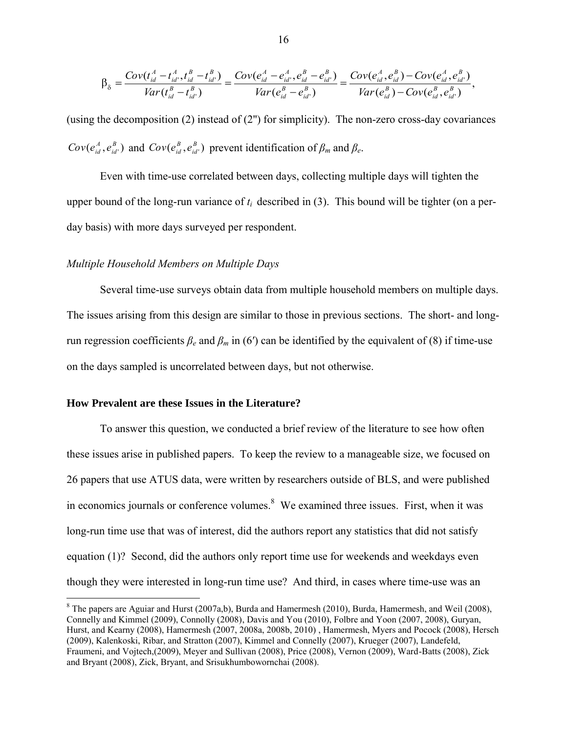$$\beta_\delta = \frac{Cov(t_{id}^A - t_{id'}^A, t_{id}^B - t_{id'}^B)}{Var(t_{id}^B - t_{id'}^B)} = \frac{Cov(e_{id}^A - e_{id'}^A, e_{id}^B - e_{id'}^B)}{Var(e_{id}^B - e_{id'}^B)} = \frac{Cov(e_{id}^A, e_{id}^B) - Cov(e_{id}^A, e_{id'}^B)}{Var(e_{id}^B) - Cov(e_{id}^B, e_{id'}^B)},$$

(using the decomposition (2) instead of (2″) for simplicity). The non-zero cross-day covariances $Cov(e_{id}^A, e_{id'}^B)$ and $Cov(e_{id}^B, e_{id'}^B)$ prevent identification of $\beta_m$ and $\beta_e$.

Even with time-use correlated between days, collecting multiple days will tighten the upper bound of the long-run variance of $t_i$ described in (3). This bound will be tighter (on a per-day basis) with more days surveyed per respondent.

*Multiple Household Members on Multiple Days*

Several time-use surveys obtain data from multiple household members on multiple days. The issues arising from this design are similar to those in previous sections. The short- and long-run regression coefficients $\beta_e$ and $\beta_m$ in (6′) can be identified by the equivalent of (8) if time-use on the days sampled is uncorrelated between days, but not otherwise.

## How Prevalent are these Issues in the Literature?

To answer this question, we conducted a brief review of the literature to see how often these issues arise in published papers. To keep the review to a manageable size, we focused on 26 papers that use ATUS data, were written by researchers outside of BLS, and were published in economics journals or conference volumes.[8] We examined three issues. First, when it was long-run time use that was of interest, did the authors report any statistics that did not satisfy equation (1)? Second, did the authors only report time use for weekends and weekdays even though they were interested in long-run time use? And third, in cases where time-use was an

[8] The papers are Aguiar and Hurst (2007a,b), Burda and Hamermesh (2010), Burda, Hamermesh, and Weil (2008), Connelly and Kimmel (2009), Connolly (2008), Davis and You (2010), Folbre and Yoon (2007, 2008), Guryan, Hurst, and Kearny (2008), Hamermesh (2007, 2008a, 2008b, 2010) , Hamermesh, Myers and Pocock (2008), Hersch (2009), Kalenkoski, Ribar, and Stratton (2007), Kimmel and Connelly (2007), Krueger (2007), Landefeld, Fraumeni, and Vojtech,(2009), Meyer and Sullivan (2008), Price (2008), Vernon (2009), Ward-Batts (2008), Zick and Bryant (2008), Zick, Bryant, and Srisukhumbowornchai (2008).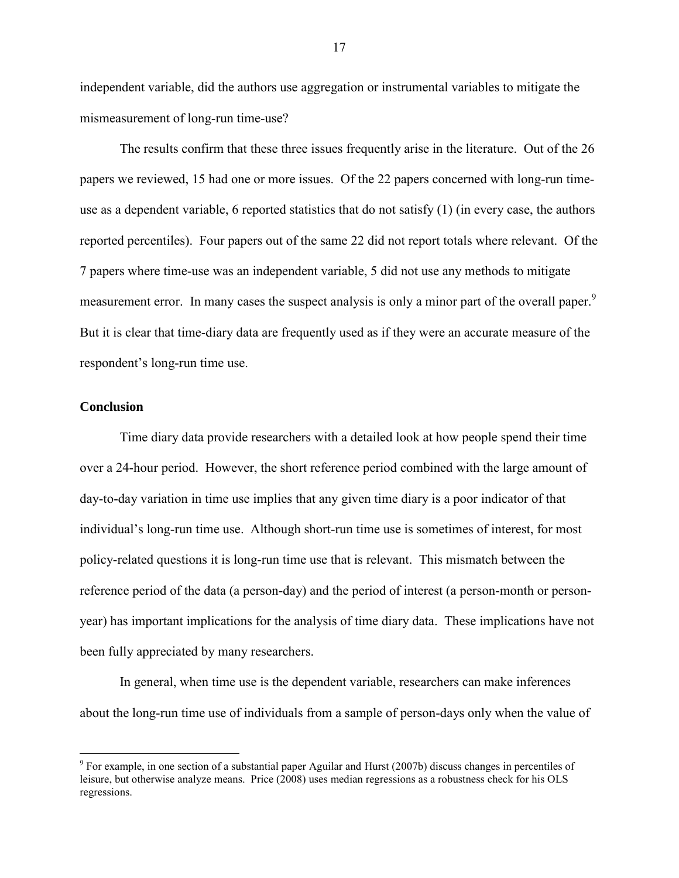independent variable, did the authors use aggregation or instrumental variables to mitigate the mismeasurement of long-run time-use?

The results confirm that these three issues frequently arise in the literature. Out of the 26 papers we reviewed, 15 had one or more issues. Of the 22 papers concerned with long-run time-use as a dependent variable, 6 reported statistics that do not satisfy (1) (in every case, the authors reported percentiles). Four papers out of the same 22 did not report totals where relevant. Of the 7 papers where time-use was an independent variable, 5 did not use any methods to mitigate measurement error. In many cases the suspect analysis is only a minor part of the overall paper.[9] But it is clear that time-diary data are frequently used as if they were an accurate measure of the respondent's long-run time use.

## Conclusion

Time diary data provide researchers with a detailed look at how people spend their time over a 24-hour period. However, the short reference period combined with the large amount of day-to-day variation in time use implies that any given time diary is a poor indicator of that individual's long-run time use. Although short-run time use is sometimes of interest, for most policy-related questions it is long-run time use that is relevant. This mismatch between the reference period of the data (a person-day) and the period of interest (a person-month or person-year) has important implications for the analysis of time diary data. These implications have not been fully appreciated by many researchers.

In general, when time use is the dependent variable, researchers can make inferences about the long-run time use of individuals from a sample of person-days only when the value of

---

[9] For example, in one section of a substantial paper Aguilar and Hurst (2007b) discuss changes in percentiles of leisure, but otherwise analyze means. Price (2008) uses median regressions as a robustness check for his OLS regressions.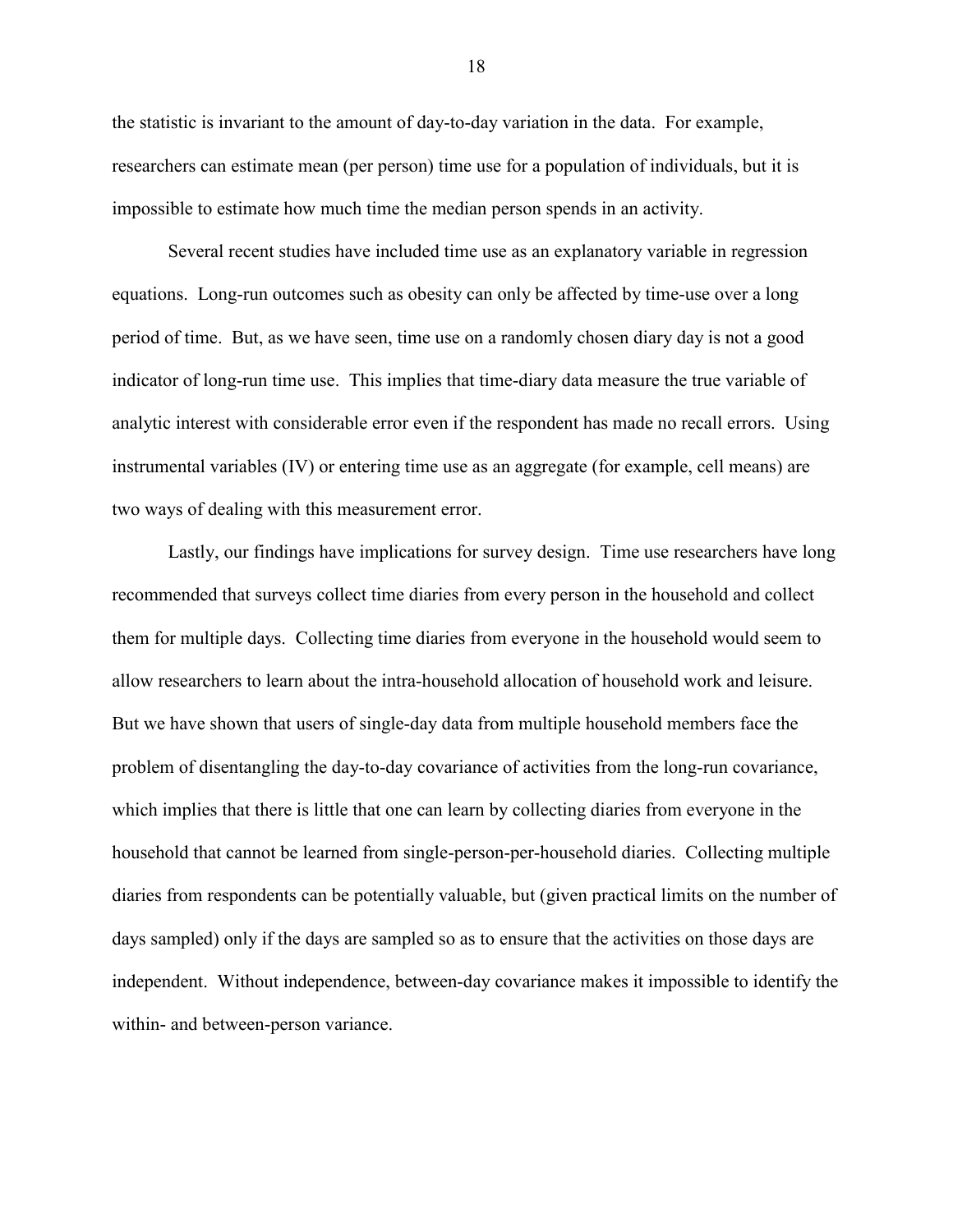the statistic is invariant to the amount of day-to-day variation in the data. For example, researchers can estimate mean (per person) time use for a population of individuals, but it is impossible to estimate how much time the median person spends in an activity.

Several recent studies have included time use as an explanatory variable in regression equations. Long-run outcomes such as obesity can only be affected by time-use over a long period of time. But, as we have seen, time use on a randomly chosen diary day is not a good indicator of long-run time use. This implies that time-diary data measure the true variable of analytic interest with considerable error even if the respondent has made no recall errors. Using instrumental variables (IV) or entering time use as an aggregate (for example, cell means) are two ways of dealing with this measurement error.

Lastly, our findings have implications for survey design. Time use researchers have long recommended that surveys collect time diaries from every person in the household and collect them for multiple days. Collecting time diaries from everyone in the household would seem to allow researchers to learn about the intra-household allocation of household work and leisure. But we have shown that users of single-day data from multiple household members face the problem of disentangling the day-to-day covariance of activities from the long-run covariance, which implies that there is little that one can learn by collecting diaries from everyone in the household that cannot be learned from single-person-per-household diaries. Collecting multiple diaries from respondents can be potentially valuable, but (given practical limits on the number of days sampled) only if the days are sampled so as to ensure that the activities on those days are independent. Without independence, between-day covariance makes it impossible to identify the within- and between-person variance.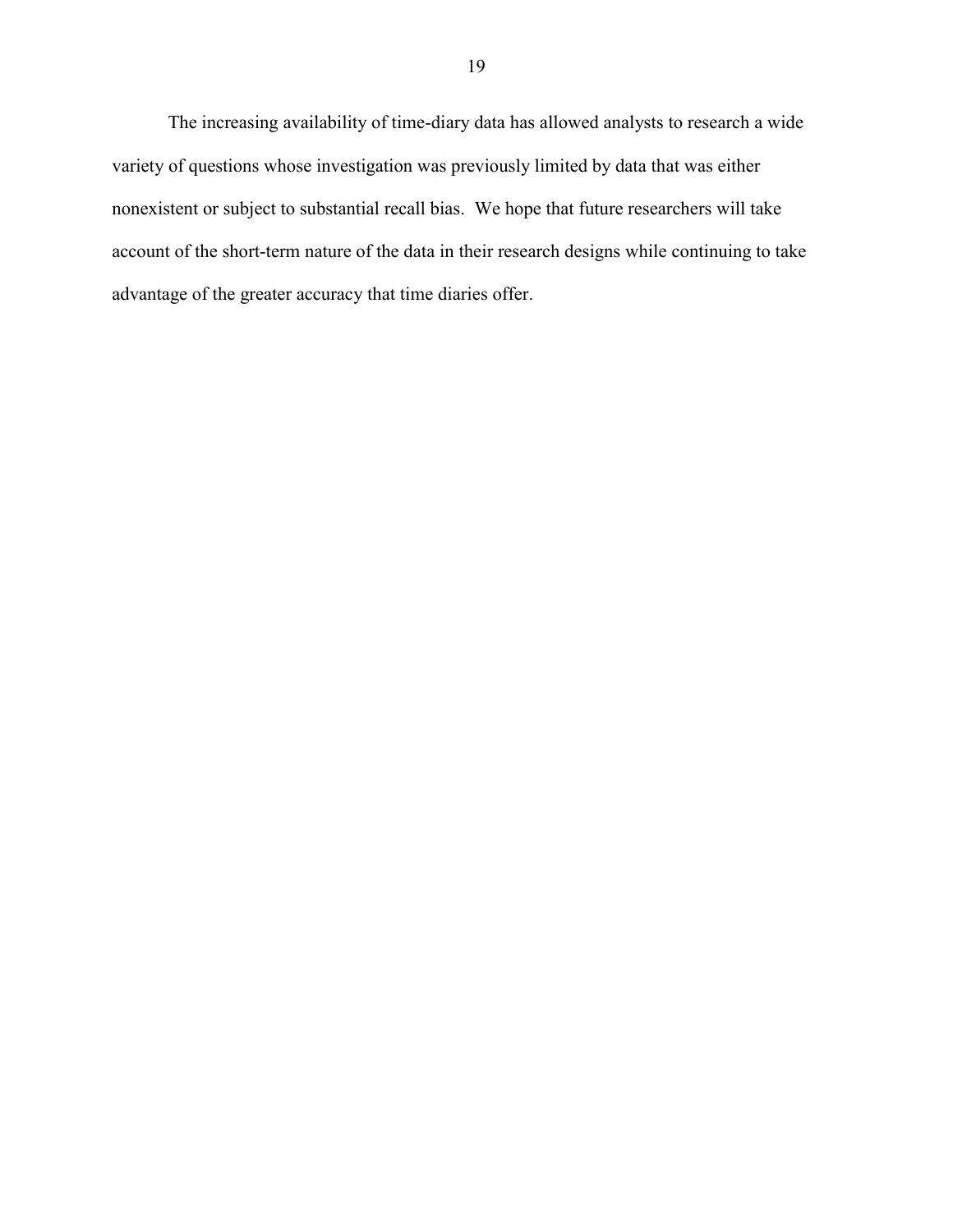The increasing availability of time-diary data has allowed analysts to research a wide variety of questions whose investigation was previously limited by data that was either nonexistent or subject to substantial recall bias. We hope that future researchers will take account of the short-term nature of the data in their research designs while continuing to take advantage of the greater accuracy that time diaries offer.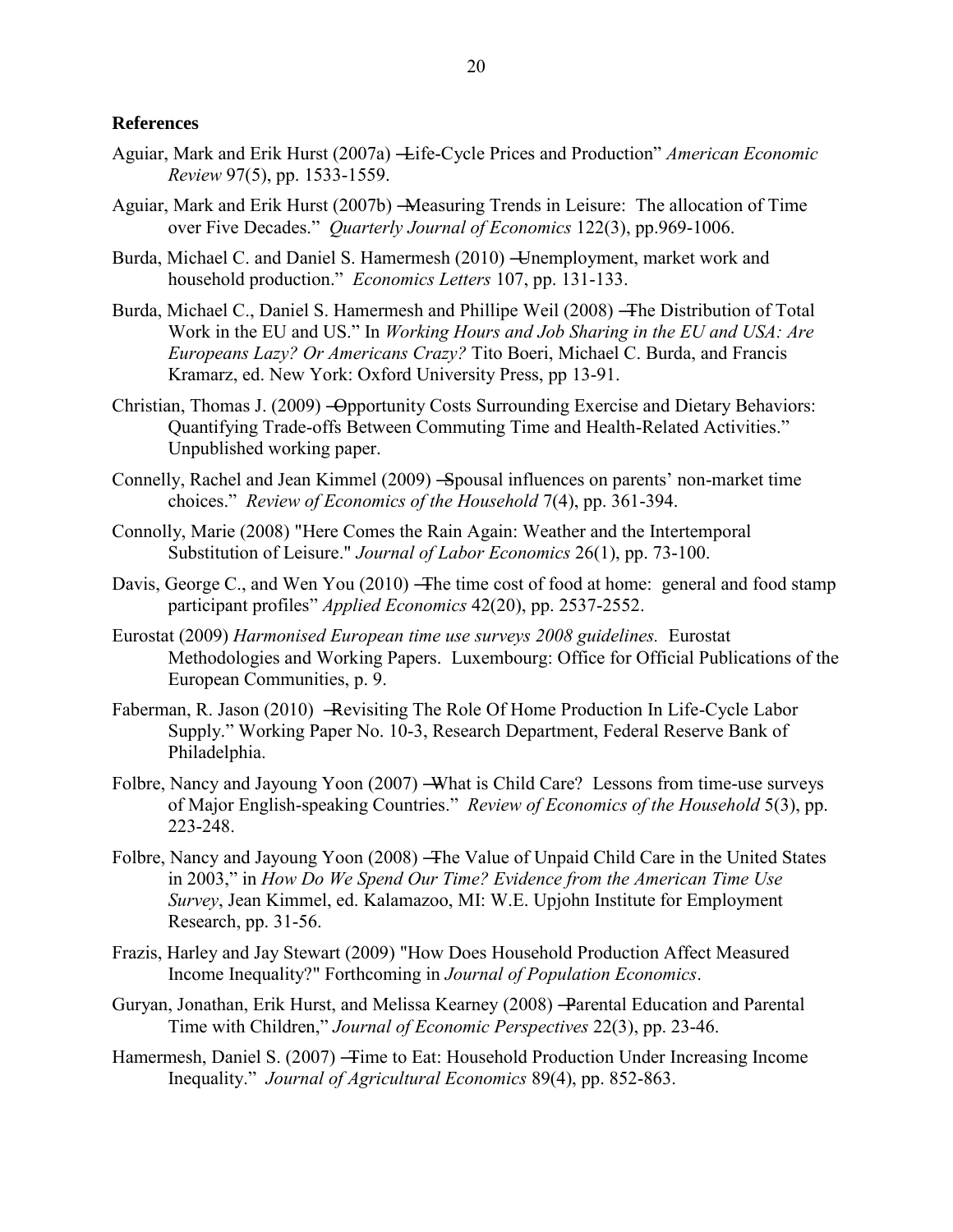## References

Aguiar, Mark and Erik Hurst (2007a) ―Life-Cycle Prices and Production" *American Economic Review* 97(5), pp. 1533-1559.

Aguiar, Mark and Erik Hurst (2007b) ―Measuring Trends in Leisure: The allocation of Time over Five Decades." *Quarterly Journal of Economics* 122(3), pp.969-1006.

Burda, Michael C. and Daniel S. Hamermesh (2010) ―Unemployment, market work and household production." *Economics Letters* 107, pp. 131-133.

Burda, Michael C., Daniel S. Hamermesh and Phillipe Weil (2008) ―The Distribution of Total Work in the EU and US." In *Working Hours and Job Sharing in the EU and USA: Are Europeans Lazy? Or Americans Crazy?* Tito Boeri, Michael C. Burda, and Francis Kramarz, ed. New York: Oxford University Press, pp 13-91.

Christian, Thomas J. (2009) ―Opportunity Costs Surrounding Exercise and Dietary Behaviors: Quantifying Trade-offs Between Commuting Time and Health-Related Activities." Unpublished working paper.

Connelly, Rachel and Jean Kimmel (2009) ―Spousal influences on parents' non-market time choices." *Review of Economics of the Household* 7(4), pp. 361-394.

Connolly, Marie (2008) "Here Comes the Rain Again: Weather and the Intertemporal Substitution of Leisure." *Journal of Labor Economics* 26(1), pp. 73-100.

Davis, George C., and Wen You (2010) ―The time cost of food at home: general and food stamp participant profiles" *Applied Economics* 42(20), pp. 2537-2552.

Eurostat (2009) *Harmonised European time use surveys 2008 guidelines.* Eurostat Methodologies and Working Papers. Luxembourg: Office for Official Publications of the European Communities, p. 9.

Faberman, R. Jason (2010) ―Revisiting The Role Of Home Production In Life-Cycle Labor Supply." Working Paper No. 10-3, Research Department, Federal Reserve Bank of Philadelphia.

Folbre, Nancy and Jayoung Yoon (2007) ―What is Child Care? Lessons from time-use surveys of Major English-speaking Countries." *Review of Economics of the Household* 5(3), pp. 223-248.

Folbre, Nancy and Jayoung Yoon (2008) ―The Value of Unpaid Child Care in the United States in 2003," in *How Do We Spend Our Time? Evidence from the American Time Use Survey*, Jean Kimmel, ed. Kalamazoo, MI: W.E. Upjohn Institute for Employment Research, pp. 31-56.

Frazis, Harley and Jay Stewart (2009) "How Does Household Production Affect Measured Income Inequality?" Forthcoming in *Journal of Population Economics*.

Guryan, Jonathan, Erik Hurst, and Melissa Kearney (2008) ―Parental Education and Parental Time with Children," *Journal of Economic Perspectives* 22(3), pp. 23-46.

Hamermesh, Daniel S. (2007) ―Time to Eat: Household Production Under Increasing Income Inequality." *Journal of Agricultural Economics* 89(4), pp. 852-863.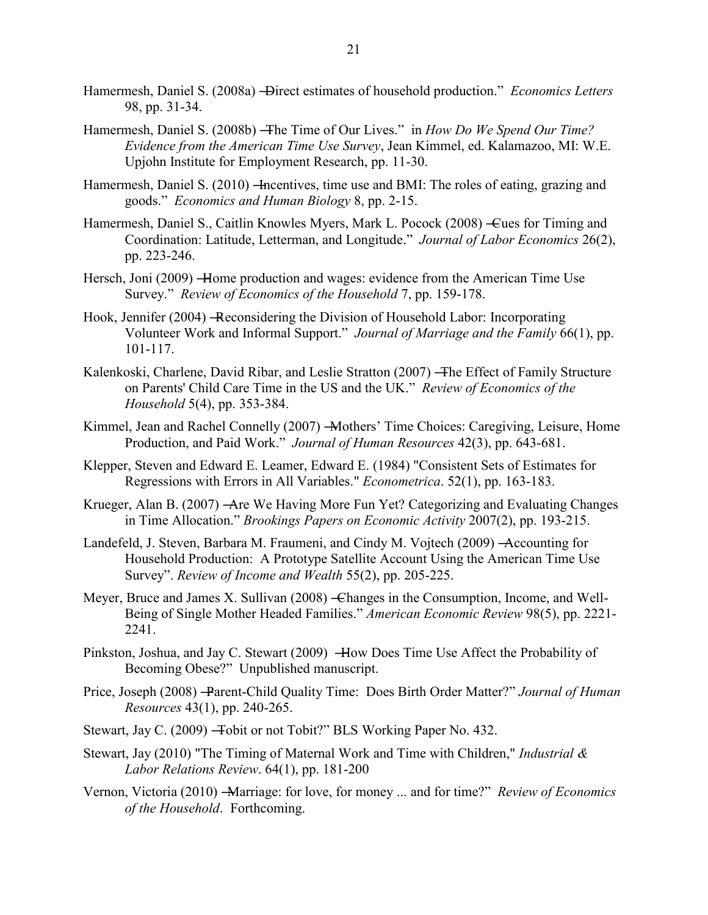Hamermesh, Daniel S. (2008a) ―Direct estimates of household production.‖ *Economics Letters* 98, pp. 31-34.

Hamermesh, Daniel S. (2008b) ―The Time of Our Lives.‖ in *How Do We Spend Our Time? Evidence from the American Time Use Survey*, Jean Kimmel, ed. Kalamazoo, MI: W.E. Upjohn Institute for Employment Research, pp. 11-30.

Hamermesh, Daniel S. (2010) ―Incentives, time use and BMI: The roles of eating, grazing and goods.‖ *Economics and Human Biology* 8, pp. 2-15.

Hamermesh, Daniel S., Caitlin Knowles Myers, Mark L. Pocock (2008) ―Cues for Timing and Coordination: Latitude, Letterman, and Longitude.‖ *Journal of Labor Economics* 26(2), pp. 223-246.

Hersch, Joni (2009) ―Home production and wages: evidence from the American Time Use Survey.‖ *Review of Economics of the Household* 7, pp. 159-178.

Hook, Jennifer (2004) ―Reconsidering the Division of Household Labor: Incorporating Volunteer Work and Informal Support.‖ *Journal of Marriage and the Family* 66(1), pp. 101-117.

Kalenkoski, Charlene, David Ribar, and Leslie Stratton (2007) ―The Effect of Family Structure on Parents' Child Care Time in the US and the UK.‖ *Review of Economics of the Household* 5(4), pp. 353-384.

Kimmel, Jean and Rachel Connelly (2007) ―Mothers' Time Choices: Caregiving, Leisure, Home Production, and Paid Work.‖ *Journal of Human Resources* 42(3), pp. 643-681.

Klepper, Steven and Edward E. Leamer, Edward E. (1984) "Consistent Sets of Estimates for Regressions with Errors in All Variables." *Econometrica*. 52(1), pp. 163-183.

Krueger, Alan B. (2007) ―Are We Having More Fun Yet? Categorizing and Evaluating Changes in Time Allocation.‖ *Brookings Papers on Economic Activity* 2007(2), pp. 193-215.

Landefeld, J. Steven, Barbara M. Fraumeni, and Cindy M. Vojtech (2009) ―Accounting for Household Production: A Prototype Satellite Account Using the American Time Use Survey‖. *Review of Income and Wealth* 55(2), pp. 205-225.

Meyer, Bruce and James X. Sullivan (2008) ―Changes in the Consumption, Income, and Well-Being of Single Mother Headed Families.‖ *American Economic Review* 98(5), pp. 2221-2241.

Pinkston, Joshua, and Jay C. Stewart (2009) ―How Does Time Use Affect the Probability of Becoming Obese?‖ Unpublished manuscript.

Price, Joseph (2008) ―Parent-Child Quality Time: Does Birth Order Matter?‖ *Journal of Human Resources* 43(1), pp. 240-265.

Stewart, Jay C. (2009) ―Tobit or not Tobit?‖ BLS Working Paper No. 432.

Stewart, Jay (2010) "The Timing of Maternal Work and Time with Children," *Industrial & Labor Relations Review*. 64(1), pp. 181-200

Vernon, Victoria (2010) ―Marriage: for love, for money ... and for time?‖ *Review of Economics of the Household*. Forthcoming.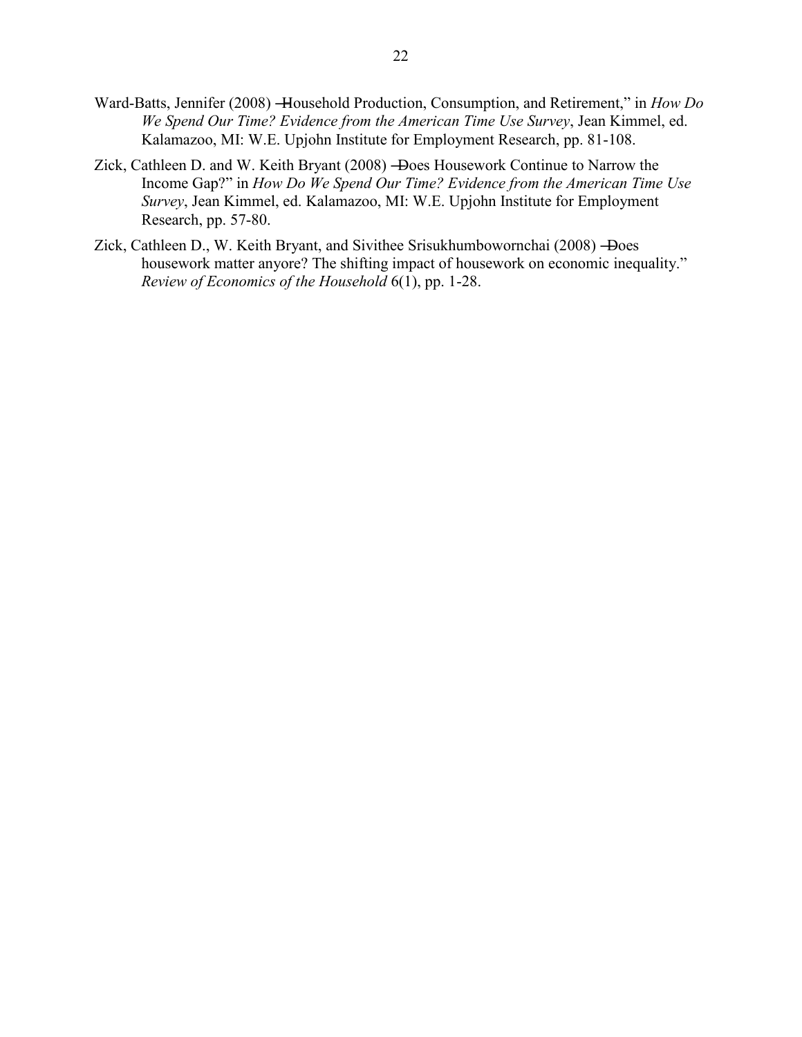Ward-Batts, Jennifer (2008) ―Household Production, Consumption, and Retirement," in *How Do We Spend Our Time? Evidence from the American Time Use Survey*, Jean Kimmel, ed. Kalamazoo, MI: W.E. Upjohn Institute for Employment Research, pp. 81-108.

Zick, Cathleen D. and W. Keith Bryant (2008) ―Does Housework Continue to Narrow the Income Gap?" in *How Do We Spend Our Time? Evidence from the American Time Use Survey*, Jean Kimmel, ed. Kalamazoo, MI: W.E. Upjohn Institute for Employment Research, pp. 57-80.

Zick, Cathleen D., W. Keith Bryant, and Sivithee Srisukhumbowornchai (2008) ―Does housework matter anyore? The shifting impact of housework on economic inequality." *Review of Economics of the Household* 6(1), pp. 1-28.